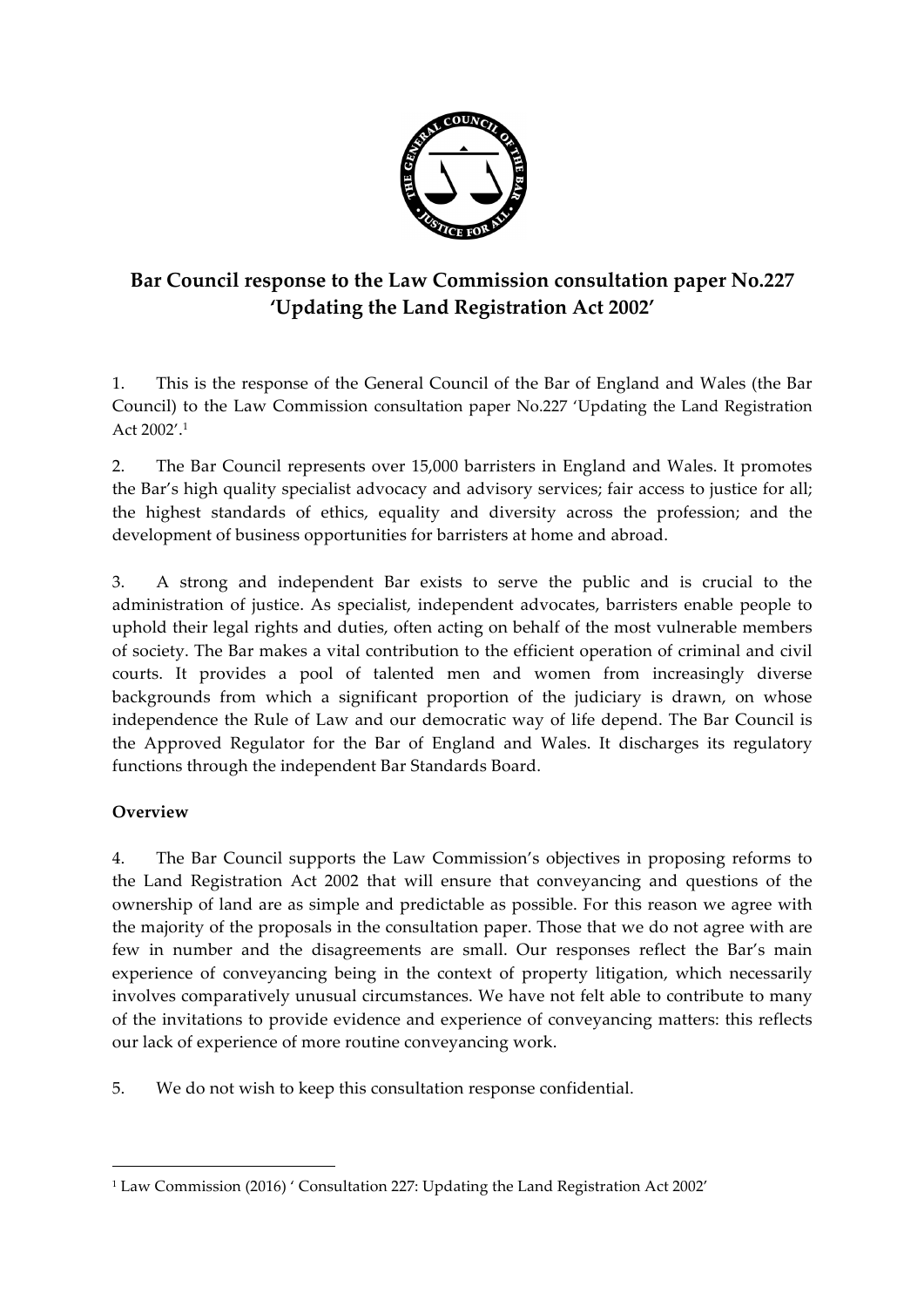# Bar Council response to the Law Commission consultation paper No.227 'Updating the Land Registration Act 2002'

1. This is the response of the General Council of the Bar of England and Wales (the Bar Council) to the Law Commission consultation paper No.227 'Updating the Land Registration Act 2002'.[1]

2. The Bar Council represents over 15,000 barristers in England and Wales. It promotes the Bar's high quality specialist advocacy and advisory services; fair access to justice for all; the highest standards of ethics, equality and diversity across the profession; and the development of business opportunities for barristers at home and abroad.

3. A strong and independent Bar exists to serve the public and is crucial to the administration of justice. As specialist, independent advocates, barristers enable people to uphold their legal rights and duties, often acting on behalf of the most vulnerable members of society. The Bar makes a vital contribution to the efficient operation of criminal and civil courts. It provides a pool of talented men and women from increasingly diverse backgrounds from which a significant proportion of the judiciary is drawn, on whose independence the Rule of Law and our democratic way of life depend. The Bar Council is the Approved Regulator for the Bar of England and Wales. It discharges its regulatory functions through the independent Bar Standards Board.

## Overview

4. The Bar Council supports the Law Commission's objectives in proposing reforms to the Land Registration Act 2002 that will ensure that conveyancing and questions of the ownership of land are as simple and predictable as possible. For this reason we agree with the majority of the proposals in the consultation paper. Those that we do not agree with are few in number and the disagreements are small. Our responses reflect the Bar's main experience of conveyancing being in the context of property litigation, which necessarily involves comparatively unusual circumstances. We have not felt able to contribute to many of the invitations to provide evidence and experience of conveyancing matters: this reflects our lack of experience of more routine conveyancing work.

5. We do not wish to keep this consultation response confidential.

---

[1] Law Commission (2016) ' Consultation 227: Updating the Land Registration Act 2002'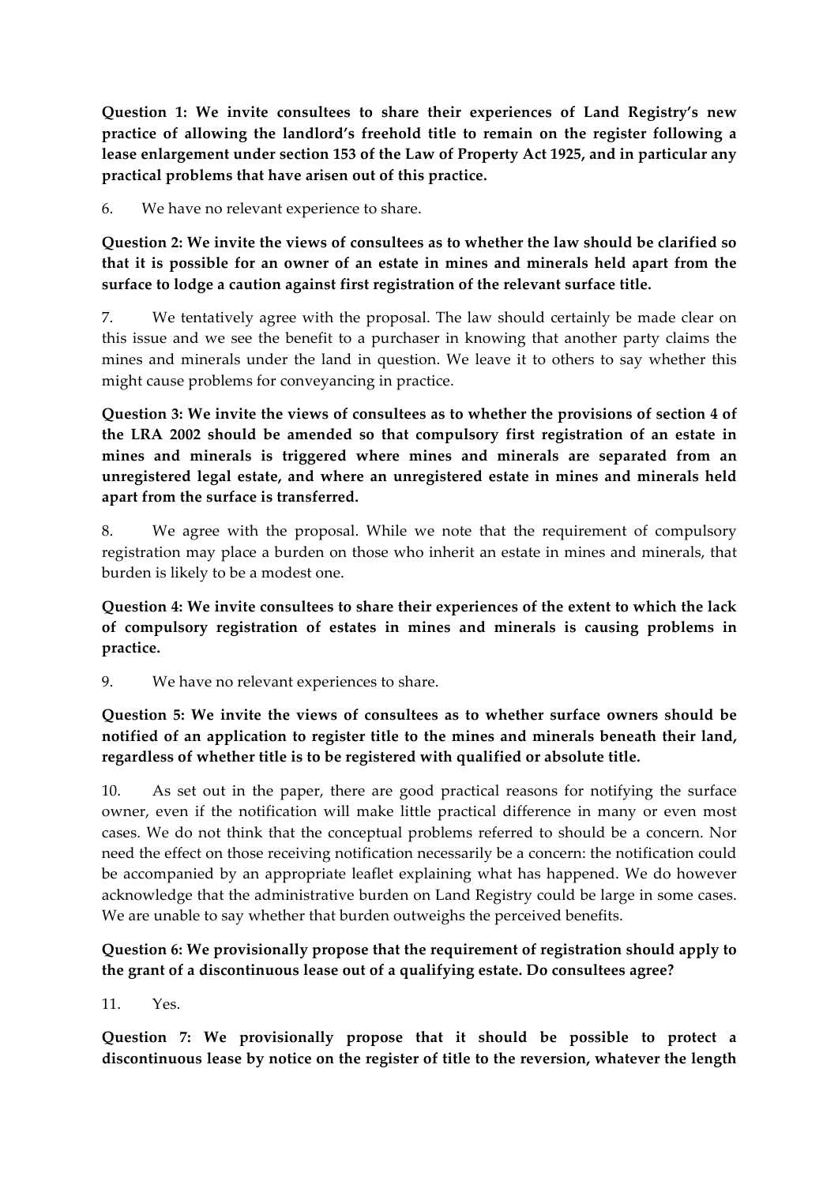**Question 1: We invite consultees to share their experiences of Land Registry's new practice of allowing the landlord's freehold title to remain on the register following a lease enlargement under section 153 of the Law of Property Act 1925, and in particular any practical problems that have arisen out of this practice.**

6. We have no relevant experience to share.

**Question 2: We invite the views of consultees as to whether the law should be clarified so that it is possible for an owner of an estate in mines and minerals held apart from the surface to lodge a caution against first registration of the relevant surface title.**

7. We tentatively agree with the proposal. The law should certainly be made clear on this issue and we see the benefit to a purchaser in knowing that another party claims the mines and minerals under the land in question. We leave it to others to say whether this might cause problems for conveyancing in practice.

**Question 3: We invite the views of consultees as to whether the provisions of section 4 of the LRA 2002 should be amended so that compulsory first registration of an estate in mines and minerals is triggered where mines and minerals are separated from an unregistered legal estate, and where an unregistered estate in mines and minerals held apart from the surface is transferred.**

8. We agree with the proposal. While we note that the requirement of compulsory registration may place a burden on those who inherit an estate in mines and minerals, that burden is likely to be a modest one.

**Question 4: We invite consultees to share their experiences of the extent to which the lack of compulsory registration of estates in mines and minerals is causing problems in practice.**

9. We have no relevant experiences to share.

**Question 5: We invite the views of consultees as to whether surface owners should be notified of an application to register title to the mines and minerals beneath their land, regardless of whether title is to be registered with qualified or absolute title.**

10. As set out in the paper, there are good practical reasons for notifying the surface owner, even if the notification will make little practical difference in many or even most cases. We do not think that the conceptual problems referred to should be a concern. Nor need the effect on those receiving notification necessarily be a concern: the notification could be accompanied by an appropriate leaflet explaining what has happened. We do however acknowledge that the administrative burden on Land Registry could be large in some cases. We are unable to say whether that burden outweighs the perceived benefits.

**Question 6: We provisionally propose that the requirement of registration should apply to the grant of a discontinuous lease out of a qualifying estate. Do consultees agree?**

11. Yes.

**Question 7: We provisionally propose that it should be possible to protect a discontinuous lease by notice on the register of title to the reversion, whatever the length**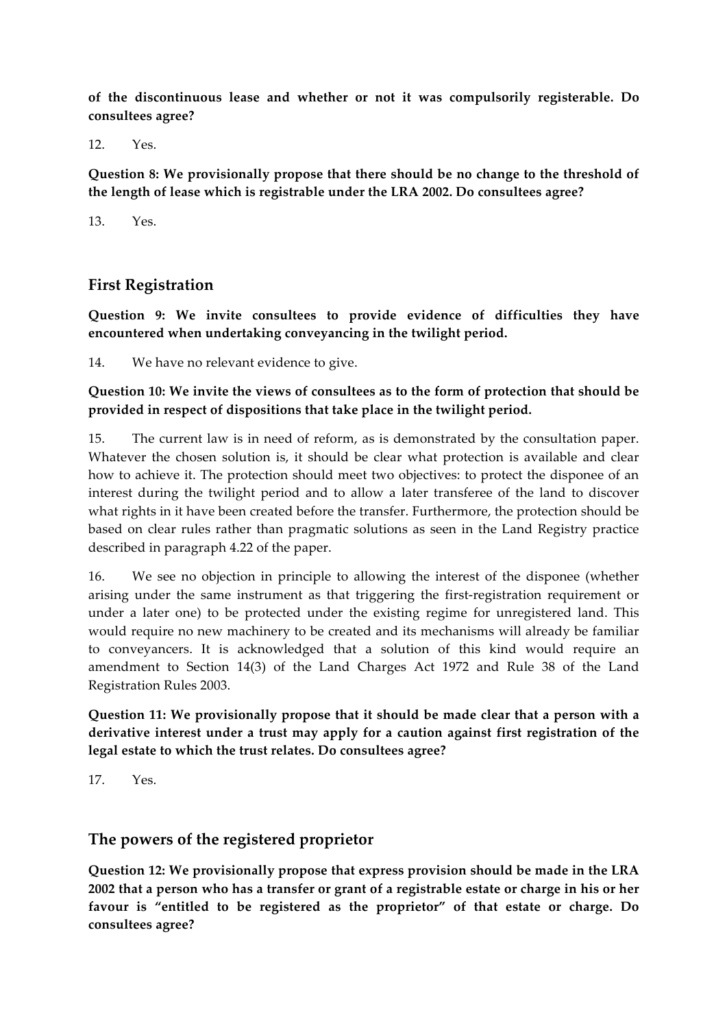**of the discontinuous lease and whether or not it was compulsorily registerable. Do consultees agree?**

12. Yes.

**Question 8: We provisionally propose that there should be no change to the threshold of the length of lease which is registrable under the LRA 2002. Do consultees agree?**

13. Yes.

## First Registration

**Question 9: We invite consultees to provide evidence of difficulties they have encountered when undertaking conveyancing in the twilight period.**

14. We have no relevant evidence to give.

**Question 10: We invite the views of consultees as to the form of protection that should be provided in respect of dispositions that take place in the twilight period.**

15. The current law is in need of reform, as is demonstrated by the consultation paper. Whatever the chosen solution is, it should be clear what protection is available and clear how to achieve it. The protection should meet two objectives: to protect the disponee of an interest during the twilight period and to allow a later transferee of the land to discover what rights in it have been created before the transfer. Furthermore, the protection should be based on clear rules rather than pragmatic solutions as seen in the Land Registry practice described in paragraph 4.22 of the paper.

16. We see no objection in principle to allowing the interest of the disponee (whether arising under the same instrument as that triggering the first-registration requirement or under a later one) to be protected under the existing regime for unregistered land. This would require no new machinery to be created and its mechanisms will already be familiar to conveyancers. It is acknowledged that a solution of this kind would require an amendment to Section 14(3) of the Land Charges Act 1972 and Rule 38 of the Land Registration Rules 2003.

**Question 11: We provisionally propose that it should be made clear that a person with a derivative interest under a trust may apply for a caution against first registration of the legal estate to which the trust relates. Do consultees agree?**

17. Yes.

## The powers of the registered proprietor

**Question 12: We provisionally propose that express provision should be made in the LRA 2002 that a person who has a transfer or grant of a registrable estate or charge in his or her favour is "entitled to be registered as the proprietor" of that estate or charge. Do consultees agree?**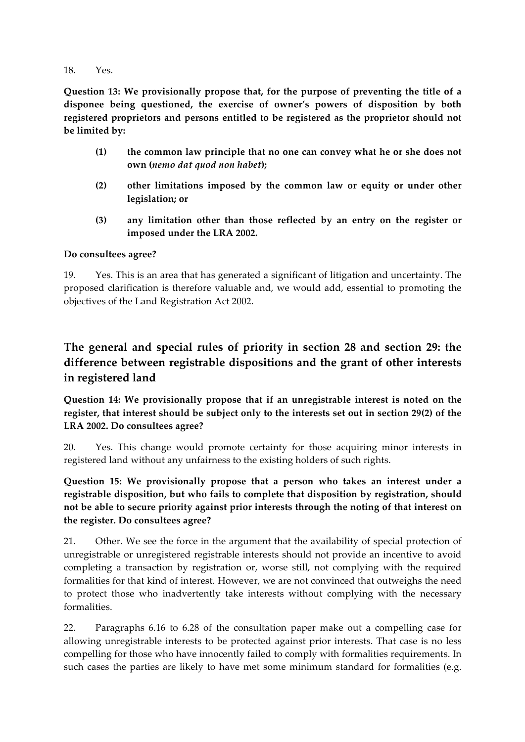18. Yes.

**Question 13: We provisionally propose that, for the purpose of preventing the title of a disponee being questioned, the exercise of owner's powers of disposition by both registered proprietors and persons entitled to be registered as the proprietor should not be limited by:**

> **(1) the common law principle that no one can convey what he or she does not own (*nemo dat quod non habet*);**
>
> **(2) other limitations imposed by the common law or equity or under other legislation; or**
>
> **(3) any limitation other than those reflected by an entry on the register or imposed under the LRA 2002.**

**Do consultees agree?**

19. Yes. This is an area that has generated a significant of litigation and uncertainty. The proposed clarification is therefore valuable and, we would add, essential to promoting the objectives of the Land Registration Act 2002.

## The general and special rules of priority in section 28 and section 29: the difference between registrable dispositions and the grant of other interests in registered land

**Question 14: We provisionally propose that if an unregistrable interest is noted on the register, that interest should be subject only to the interests set out in section 29(2) of the LRA 2002. Do consultees agree?**

20. Yes. This change would promote certainty for those acquiring minor interests in registered land without any unfairness to the existing holders of such rights.

**Question 15: We provisionally propose that a person who takes an interest under a registrable disposition, but who fails to complete that disposition by registration, should not be able to secure priority against prior interests through the noting of that interest on the register. Do consultees agree?**

21. Other. We see the force in the argument that the availability of special protection of unregistrable or unregistered registrable interests should not provide an incentive to avoid completing a transaction by registration or, worse still, not complying with the required formalities for that kind of interest. However, we are not convinced that outweighs the need to protect those who inadvertently take interests without complying with the necessary formalities.

22. Paragraphs 6.16 to 6.28 of the consultation paper make out a compelling case for allowing unregistrable interests to be protected against prior interests. That case is no less compelling for those who have innocently failed to comply with formalities requirements. In such cases the parties are likely to have met some minimum standard for formalities (e.g.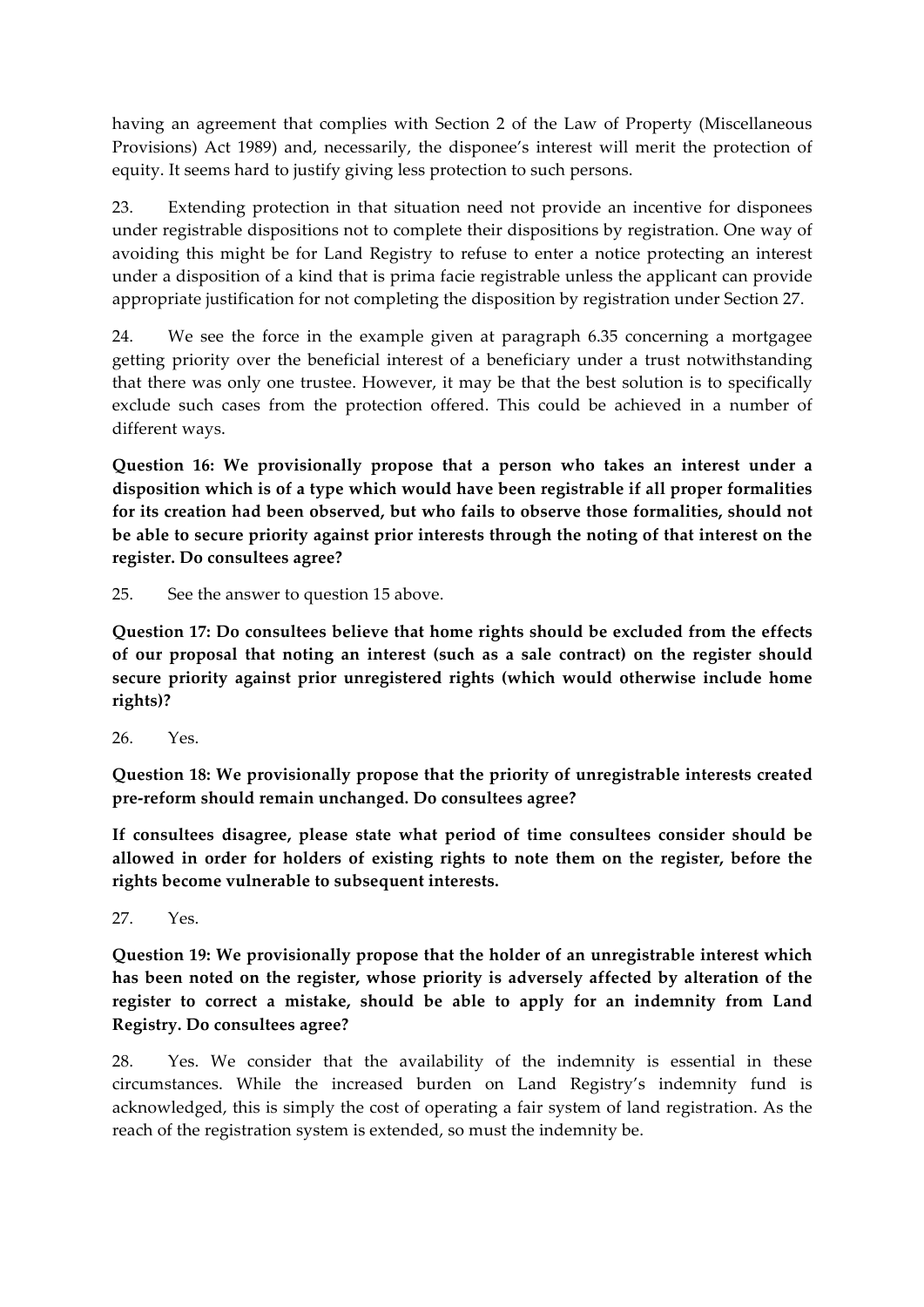having an agreement that complies with Section 2 of the Law of Property (Miscellaneous Provisions) Act 1989) and, necessarily, the disponee's interest will merit the protection of equity. It seems hard to justify giving less protection to such persons.

23. Extending protection in that situation need not provide an incentive for disponees under registrable dispositions not to complete their dispositions by registration. One way of avoiding this might be for Land Registry to refuse to enter a notice protecting an interest under a disposition of a kind that is prima facie registrable unless the applicant can provide appropriate justification for not completing the disposition by registration under Section 27.

24. We see the force in the example given at paragraph 6.35 concerning a mortgagee getting priority over the beneficial interest of a beneficiary under a trust notwithstanding that there was only one trustee. However, it may be that the best solution is to specifically exclude such cases from the protection offered. This could be achieved in a number of different ways.

**Question 16: We provisionally propose that a person who takes an interest under a disposition which is of a type which would have been registrable if all proper formalities for its creation had been observed, but who fails to observe those formalities, should not be able to secure priority against prior interests through the noting of that interest on the register. Do consultees agree?**

25. See the answer to question 15 above.

**Question 17: Do consultees believe that home rights should be excluded from the effects of our proposal that noting an interest (such as a sale contract) on the register should secure priority against prior unregistered rights (which would otherwise include home rights)?**

26. Yes.

**Question 18: We provisionally propose that the priority of unregistrable interests created pre-reform should remain unchanged. Do consultees agree?**

**If consultees disagree, please state what period of time consultees consider should be allowed in order for holders of existing rights to note them on the register, before the rights become vulnerable to subsequent interests.**

27. Yes.

**Question 19: We provisionally propose that the holder of an unregistrable interest which has been noted on the register, whose priority is adversely affected by alteration of the register to correct a mistake, should be able to apply for an indemnity from Land Registry. Do consultees agree?**

28. Yes. We consider that the availability of the indemnity is essential in these circumstances. While the increased burden on Land Registry's indemnity fund is acknowledged, this is simply the cost of operating a fair system of land registration. As the reach of the registration system is extended, so must the indemnity be.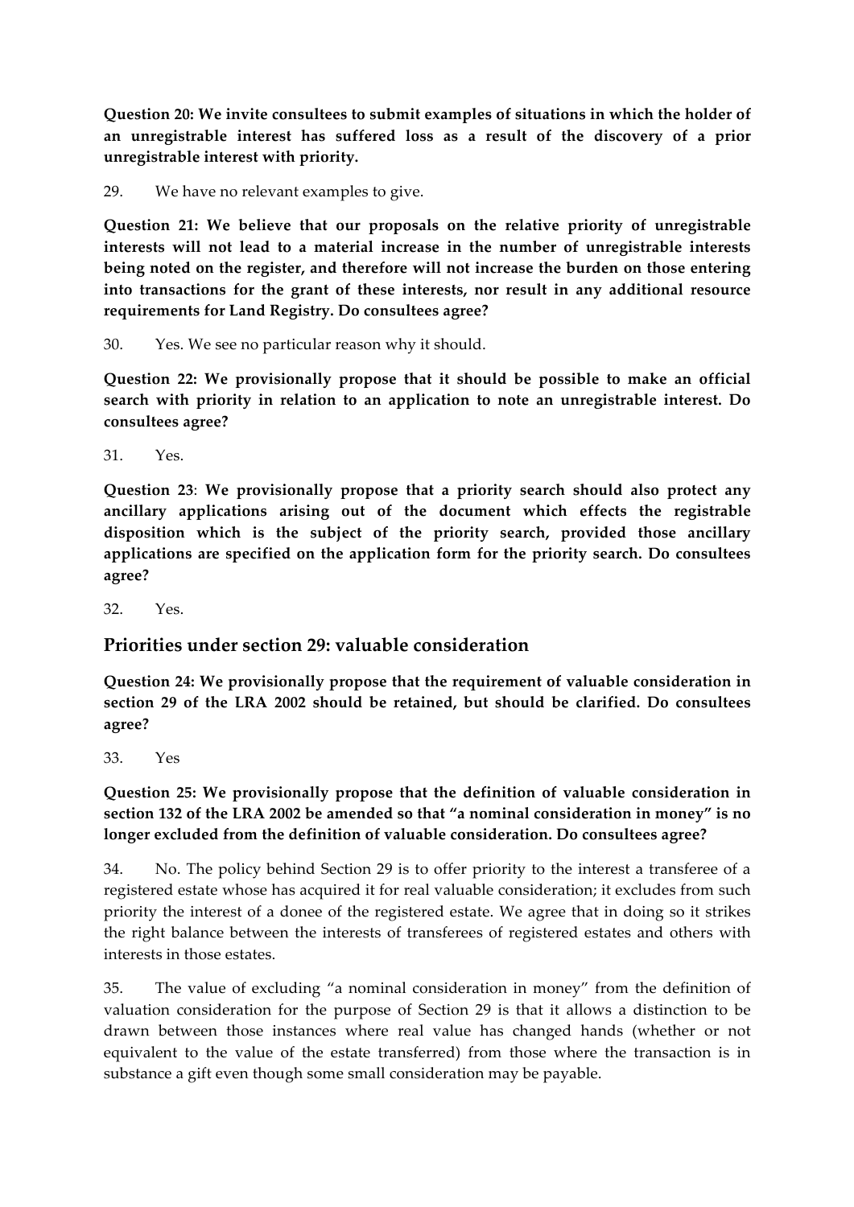**Question 20: We invite consultees to submit examples of situations in which the holder of an unregistrable interest has suffered loss as a result of the discovery of a prior unregistrable interest with priority.**

29. We have no relevant examples to give.

**Question 21: We believe that our proposals on the relative priority of unregistrable interests will not lead to a material increase in the number of unregistrable interests being noted on the register, and therefore will not increase the burden on those entering into transactions for the grant of these interests, nor result in any additional resource requirements for Land Registry. Do consultees agree?**

30. Yes. We see no particular reason why it should.

**Question 22: We provisionally propose that it should be possible to make an official search with priority in relation to an application to note an unregistrable interest. Do consultees agree?**

31. Yes.

**Question 23**: **We provisionally propose that a priority search should also protect any ancillary applications arising out of the document which effects the registrable disposition which is the subject of the priority search, provided those ancillary applications are specified on the application form for the priority search. Do consultees agree?**

32. Yes.

## Priorities under section 29: valuable consideration

**Question 24: We provisionally propose that the requirement of valuable consideration in section 29 of the LRA 2002 should be retained, but should be clarified. Do consultees agree?**

33. Yes

**Question 25: We provisionally propose that the definition of valuable consideration in section 132 of the LRA 2002 be amended so that "a nominal consideration in money" is no longer excluded from the definition of valuable consideration. Do consultees agree?**

34. No. The policy behind Section 29 is to offer priority to the interest a transferee of a registered estate whose has acquired it for real valuable consideration; it excludes from such priority the interest of a donee of the registered estate. We agree that in doing so it strikes the right balance between the interests of transferees of registered estates and others with interests in those estates.

35. The value of excluding "a nominal consideration in money" from the definition of valuation consideration for the purpose of Section 29 is that it allows a distinction to be drawn between those instances where real value has changed hands (whether or not equivalent to the value of the estate transferred) from those where the transaction is in substance a gift even though some small consideration may be payable.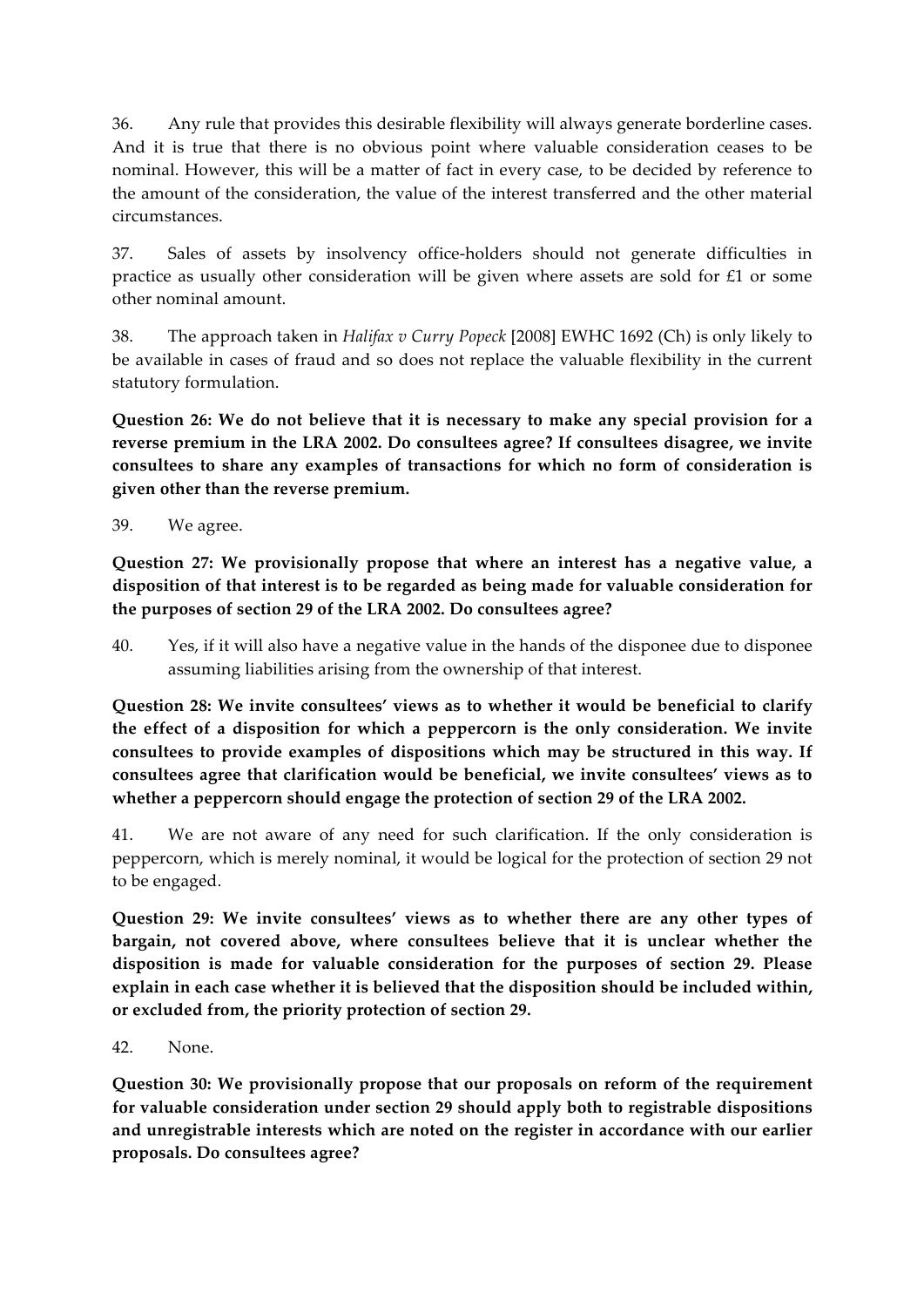36. Any rule that provides this desirable flexibility will always generate borderline cases. And it is true that there is no obvious point where valuable consideration ceases to be nominal. However, this will be a matter of fact in every case, to be decided by reference to the amount of the consideration, the value of the interest transferred and the other material circumstances.

37. Sales of assets by insolvency office-holders should not generate difficulties in practice as usually other consideration will be given where assets are sold for £1 or some other nominal amount.

38. The approach taken in *Halifax v Curry Popeck* [2008] EWHC 1692 (Ch) is only likely to be available in cases of fraud and so does not replace the valuable flexibility in the current statutory formulation.

**Question 26: We do not believe that it is necessary to make any special provision for a reverse premium in the LRA 2002. Do consultees agree? If consultees disagree, we invite consultees to share any examples of transactions for which no form of consideration is given other than the reverse premium.**

39. We agree.

**Question 27: We provisionally propose that where an interest has a negative value, a disposition of that interest is to be regarded as being made for valuable consideration for the purposes of section 29 of the LRA 2002. Do consultees agree?**

40. Yes, if it will also have a negative value in the hands of the disponee due to disponee assuming liabilities arising from the ownership of that interest.

**Question 28: We invite consultees' views as to whether it would be beneficial to clarify the effect of a disposition for which a peppercorn is the only consideration. We invite consultees to provide examples of dispositions which may be structured in this way. If consultees agree that clarification would be beneficial, we invite consultees' views as to whether a peppercorn should engage the protection of section 29 of the LRA 2002.**

41. We are not aware of any need for such clarification. If the only consideration is peppercorn, which is merely nominal, it would be logical for the protection of section 29 not to be engaged.

**Question 29: We invite consultees' views as to whether there are any other types of bargain, not covered above, where consultees believe that it is unclear whether the disposition is made for valuable consideration for the purposes of section 29. Please explain in each case whether it is believed that the disposition should be included within, or excluded from, the priority protection of section 29.**

42. None.

**Question 30: We provisionally propose that our proposals on reform of the requirement for valuable consideration under section 29 should apply both to registrable dispositions and unregistrable interests which are noted on the register in accordance with our earlier proposals. Do consultees agree?**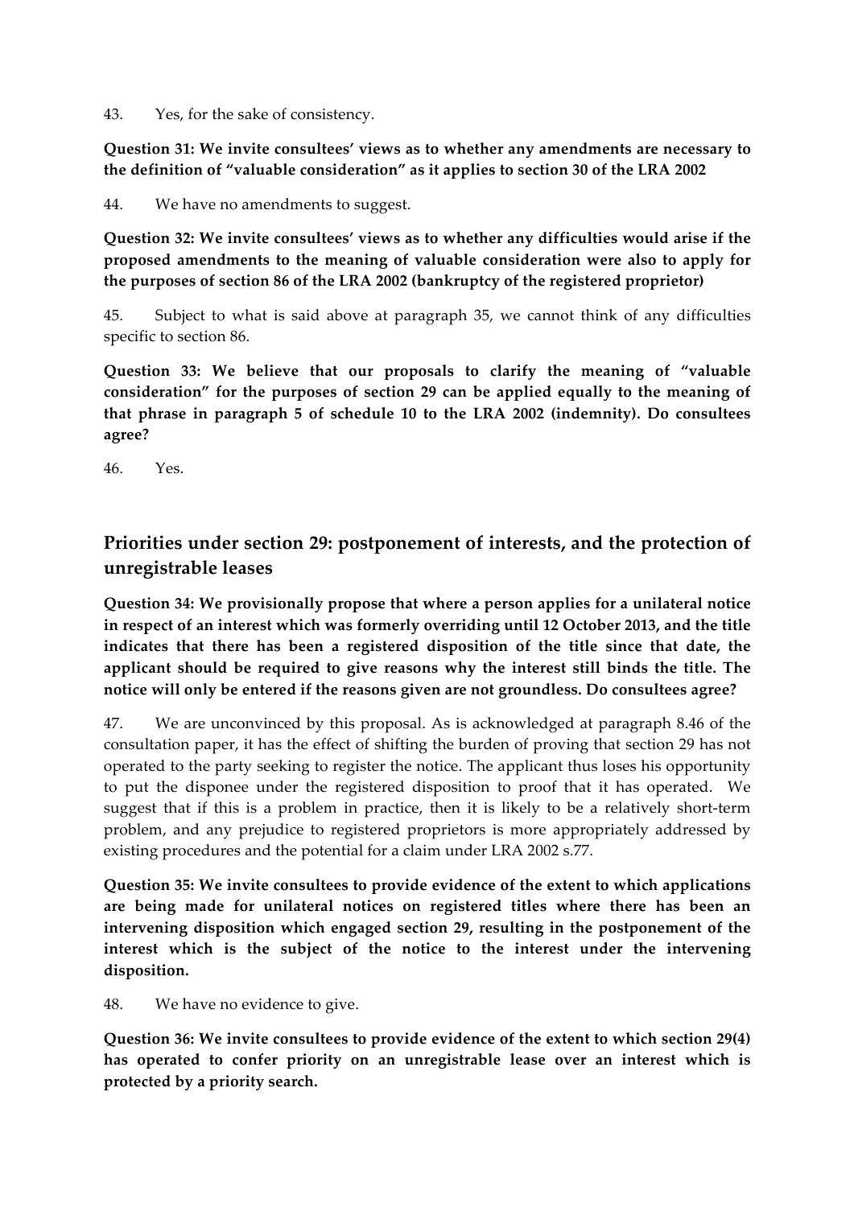43. Yes, for the sake of consistency.

**Question 31: We invite consultees' views as to whether any amendments are necessary to the definition of "valuable consideration" as it applies to section 30 of the LRA 2002**

44. We have no amendments to suggest.

**Question 32: We invite consultees' views as to whether any difficulties would arise if the proposed amendments to the meaning of valuable consideration were also to apply for the purposes of section 86 of the LRA 2002 (bankruptcy of the registered proprietor)**

45. Subject to what is said above at paragraph 35, we cannot think of any difficulties specific to section 86.

**Question 33: We believe that our proposals to clarify the meaning of "valuable consideration" for the purposes of section 29 can be applied equally to the meaning of that phrase in paragraph 5 of schedule 10 to the LRA 2002 (indemnity). Do consultees agree?**

46. Yes.

## Priorities under section 29: postponement of interests, and the protection of unregistrable leases

**Question 34: We provisionally propose that where a person applies for a unilateral notice in respect of an interest which was formerly overriding until 12 October 2013, and the title indicates that there has been a registered disposition of the title since that date, the applicant should be required to give reasons why the interest still binds the title. The notice will only be entered if the reasons given are not groundless. Do consultees agree?**

47. We are unconvinced by this proposal. As is acknowledged at paragraph 8.46 of the consultation paper, it has the effect of shifting the burden of proving that section 29 has not operated to the party seeking to register the notice. The applicant thus loses his opportunity to put the disponee under the registered disposition to proof that it has operated. We suggest that if this is a problem in practice, then it is likely to be a relatively short-term problem, and any prejudice to registered proprietors is more appropriately addressed by existing procedures and the potential for a claim under LRA 2002 s.77.

**Question 35: We invite consultees to provide evidence of the extent to which applications are being made for unilateral notices on registered titles where there has been an intervening disposition which engaged section 29, resulting in the postponement of the interest which is the subject of the notice to the interest under the intervening disposition.**

48. We have no evidence to give.

**Question 36: We invite consultees to provide evidence of the extent to which section 29(4) has operated to confer priority on an unregistrable lease over an interest which is protected by a priority search.**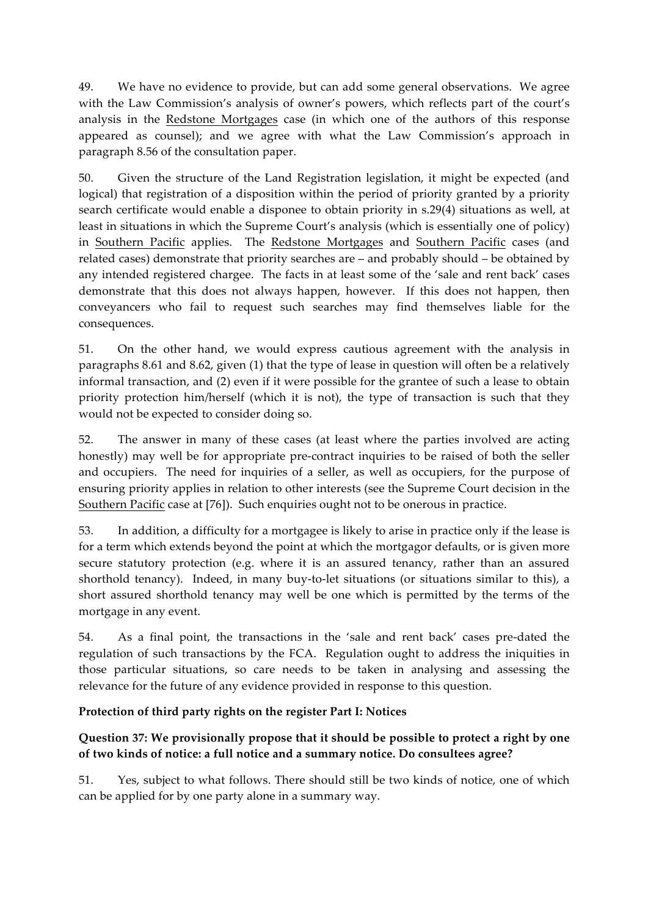49. We have no evidence to provide, but can add some general observations. We agree with the Law Commission's analysis of owner's powers, which reflects part of the court's analysis in the Redstone Mortgages case (in which one of the authors of this response appeared as counsel); and we agree with what the Law Commission's approach in paragraph 8.56 of the consultation paper.

50. Given the structure of the Land Registration legislation, it might be expected (and logical) that registration of a disposition within the period of priority granted by a priority search certificate would enable a disponee to obtain priority in s.29(4) situations as well, at least in situations in which the Supreme Court's analysis (which is essentially one of policy) in Southern Pacific applies. The Redstone Mortgages and Southern Pacific cases (and related cases) demonstrate that priority searches are – and probably should – be obtained by any intended registered chargee. The facts in at least some of the 'sale and rent back' cases demonstrate that this does not always happen, however. If this does not happen, then conveyancers who fail to request such searches may find themselves liable for the consequences.

51. On the other hand, we would express cautious agreement with the analysis in paragraphs 8.61 and 8.62, given (1) that the type of lease in question will often be a relatively informal transaction, and (2) even if it were possible for the grantee of such a lease to obtain priority protection him/herself (which it is not), the type of transaction is such that they would not be expected to consider doing so.

52. The answer in many of these cases (at least where the parties involved are acting honestly) may well be for appropriate pre-contract inquiries to be raised of both the seller and occupiers. The need for inquiries of a seller, as well as occupiers, for the purpose of ensuring priority applies in relation to other interests (see the Supreme Court decision in the Southern Pacific case at [76]). Such enquiries ought not to be onerous in practice.

53. In addition, a difficulty for a mortgagee is likely to arise in practice only if the lease is for a term which extends beyond the point at which the mortgagor defaults, or is given more secure statutory protection (e.g. where it is an assured tenancy, rather than an assured shorthold tenancy). Indeed, in many buy-to-let situations (or situations similar to this), a short assured shorthold tenancy may well be one which is permitted by the terms of the mortgage in any event.

54. As a final point, the transactions in the 'sale and rent back' cases pre-dated the regulation of such transactions by the FCA. Regulation ought to address the iniquities in those particular situations, so care needs to be taken in analysing and assessing the relevance for the future of any evidence provided in response to this question.

### Protection of third party rights on the register Part I: Notices

**Question 37: We provisionally propose that it should be possible to protect a right by one of two kinds of notice: a full notice and a summary notice. Do consultees agree?**

51. Yes, subject to what follows. There should still be two kinds of notice, one of which can be applied for by one party alone in a summary way.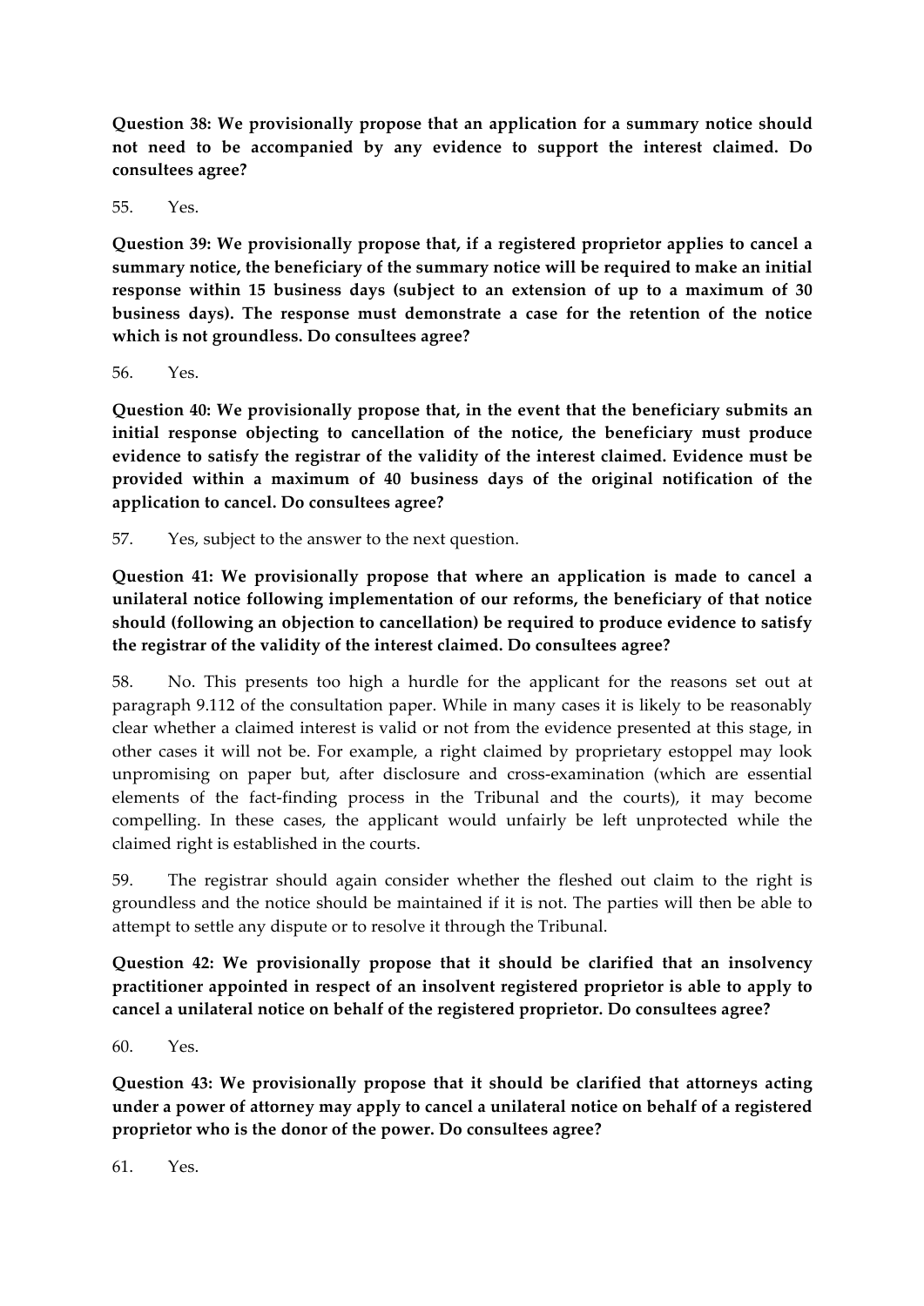**Question 38: We provisionally propose that an application for a summary notice should not need to be accompanied by any evidence to support the interest claimed. Do consultees agree?**

55. Yes.

**Question 39: We provisionally propose that, if a registered proprietor applies to cancel a summary notice, the beneficiary of the summary notice will be required to make an initial response within 15 business days (subject to an extension of up to a maximum of 30 business days). The response must demonstrate a case for the retention of the notice which is not groundless. Do consultees agree?**

56. Yes.

**Question 40: We provisionally propose that, in the event that the beneficiary submits an initial response objecting to cancellation of the notice, the beneficiary must produce evidence to satisfy the registrar of the validity of the interest claimed. Evidence must be provided within a maximum of 40 business days of the original notification of the application to cancel. Do consultees agree?**

57. Yes, subject to the answer to the next question.

**Question 41: We provisionally propose that where an application is made to cancel a unilateral notice following implementation of our reforms, the beneficiary of that notice should (following an objection to cancellation) be required to produce evidence to satisfy the registrar of the validity of the interest claimed. Do consultees agree?**

58. No. This presents too high a hurdle for the applicant for the reasons set out at paragraph 9.112 of the consultation paper. While in many cases it is likely to be reasonably clear whether a claimed interest is valid or not from the evidence presented at this stage, in other cases it will not be. For example, a right claimed by proprietary estoppel may look unpromising on paper but, after disclosure and cross-examination (which are essential elements of the fact-finding process in the Tribunal and the courts), it may become compelling. In these cases, the applicant would unfairly be left unprotected while the claimed right is established in the courts.

59. The registrar should again consider whether the fleshed out claim to the right is groundless and the notice should be maintained if it is not. The parties will then be able to attempt to settle any dispute or to resolve it through the Tribunal.

**Question 42: We provisionally propose that it should be clarified that an insolvency practitioner appointed in respect of an insolvent registered proprietor is able to apply to cancel a unilateral notice on behalf of the registered proprietor. Do consultees agree?**

60. Yes.

**Question 43: We provisionally propose that it should be clarified that attorneys acting under a power of attorney may apply to cancel a unilateral notice on behalf of a registered proprietor who is the donor of the power. Do consultees agree?**

61. Yes.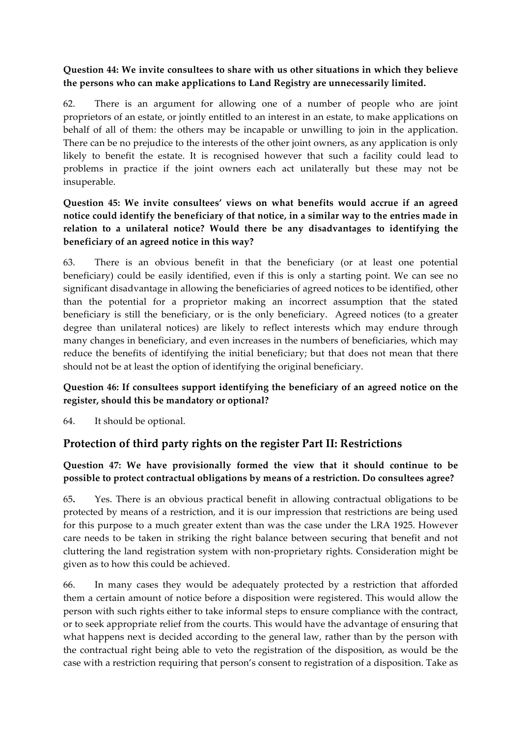**Question 44: We invite consultees to share with us other situations in which they believe the persons who can make applications to Land Registry are unnecessarily limited.**

62. There is an argument for allowing one of a number of people who are joint proprietors of an estate, or jointly entitled to an interest in an estate, to make applications on behalf of all of them: the others may be incapable or unwilling to join in the application. There can be no prejudice to the interests of the other joint owners, as any application is only likely to benefit the estate. It is recognised however that such a facility could lead to problems in practice if the joint owners each act unilaterally but these may not be insuperable.

**Question 45: We invite consultees' views on what benefits would accrue if an agreed notice could identify the beneficiary of that notice, in a similar way to the entries made in relation to a unilateral notice? Would there be any disadvantages to identifying the beneficiary of an agreed notice in this way?**

63. There is an obvious benefit in that the beneficiary (or at least one potential beneficiary) could be easily identified, even if this is only a starting point. We can see no significant disadvantage in allowing the beneficiaries of agreed notices to be identified, other than the potential for a proprietor making an incorrect assumption that the stated beneficiary is still the beneficiary, or is the only beneficiary. Agreed notices (to a greater degree than unilateral notices) are likely to reflect interests which may endure through many changes in beneficiary, and even increases in the numbers of beneficiaries, which may reduce the benefits of identifying the initial beneficiary; but that does not mean that there should not be at least the option of identifying the original beneficiary.

**Question 46: If consultees support identifying the beneficiary of an agreed notice on the register, should this be mandatory or optional?**

64. It should be optional.

## Protection of third party rights on the register Part II: Restrictions

**Question 47: We have provisionally formed the view that it should continue to be possible to protect contractual obligations by means of a restriction. Do consultees agree?**

65. Yes. There is an obvious practical benefit in allowing contractual obligations to be protected by means of a restriction, and it is our impression that restrictions are being used for this purpose to a much greater extent than was the case under the LRA 1925. However care needs to be taken in striking the right balance between securing that benefit and not cluttering the land registration system with non-proprietary rights. Consideration might be given as to how this could be achieved.

66. In many cases they would be adequately protected by a restriction that afforded them a certain amount of notice before a disposition were registered. This would allow the person with such rights either to take informal steps to ensure compliance with the contract, or to seek appropriate relief from the courts. This would have the advantage of ensuring that what happens next is decided according to the general law, rather than by the person with the contractual right being able to veto the registration of the disposition, as would be the case with a restriction requiring that person's consent to registration of a disposition. Take as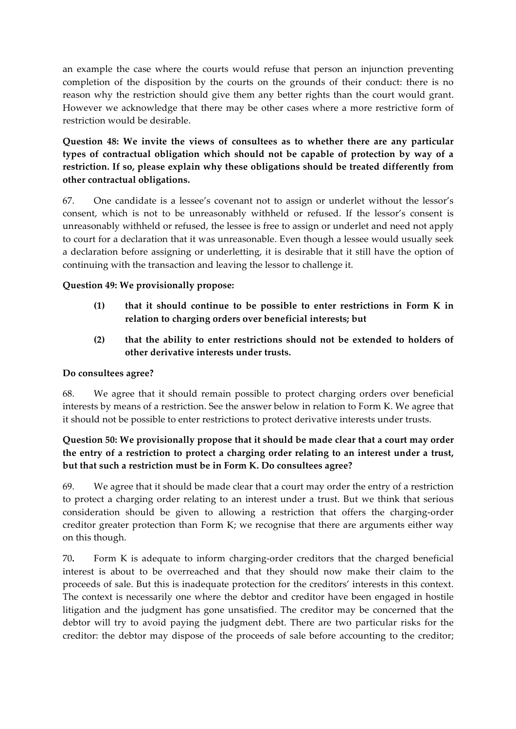an example the case where the courts would refuse that person an injunction preventing completion of the disposition by the courts on the grounds of their conduct: there is no reason why the restriction should give them any better rights than the court would grant. However we acknowledge that there may be other cases where a more restrictive form of restriction would be desirable.

**Question 48: We invite the views of consultees as to whether there are any particular types of contractual obligation which should not be capable of protection by way of a restriction. If so, please explain why these obligations should be treated differently from other contractual obligations.**

67. One candidate is a lessee's covenant not to assign or underlet without the lessor's consent, which is not to be unreasonably withheld or refused. If the lessor's consent is unreasonably withheld or refused, the lessee is free to assign or underlet and need not apply to court for a declaration that it was unreasonable. Even though a lessee would usually seek a declaration before assigning or underletting, it is desirable that it still have the option of continuing with the transaction and leaving the lessor to challenge it.

**Question 49: We provisionally propose:**

- **(1) that it should continue to be possible to enter restrictions in Form K in relation to charging orders over beneficial interests; but**
- **(2) that the ability to enter restrictions should not be extended to holders of other derivative interests under trusts.**

**Do consultees agree?**

68. We agree that it should remain possible to protect charging orders over beneficial interests by means of a restriction. See the answer below in relation to Form K. We agree that it should not be possible to enter restrictions to protect derivative interests under trusts.

**Question 50: We provisionally propose that it should be made clear that a court may order the entry of a restriction to protect a charging order relating to an interest under a trust, but that such a restriction must be in Form K. Do consultees agree?**

69. We agree that it should be made clear that a court may order the entry of a restriction to protect a charging order relating to an interest under a trust. But we think that serious consideration should be given to allowing a restriction that offers the charging-order creditor greater protection than Form K; we recognise that there are arguments either way on this though.

70**.** Form K is adequate to inform charging-order creditors that the charged beneficial interest is about to be overreached and that they should now make their claim to the proceeds of sale. But this is inadequate protection for the creditors' interests in this context. The context is necessarily one where the debtor and creditor have been engaged in hostile litigation and the judgment has gone unsatisfied. The creditor may be concerned that the debtor will try to avoid paying the judgment debt. There are two particular risks for the creditor: the debtor may dispose of the proceeds of sale before accounting to the creditor;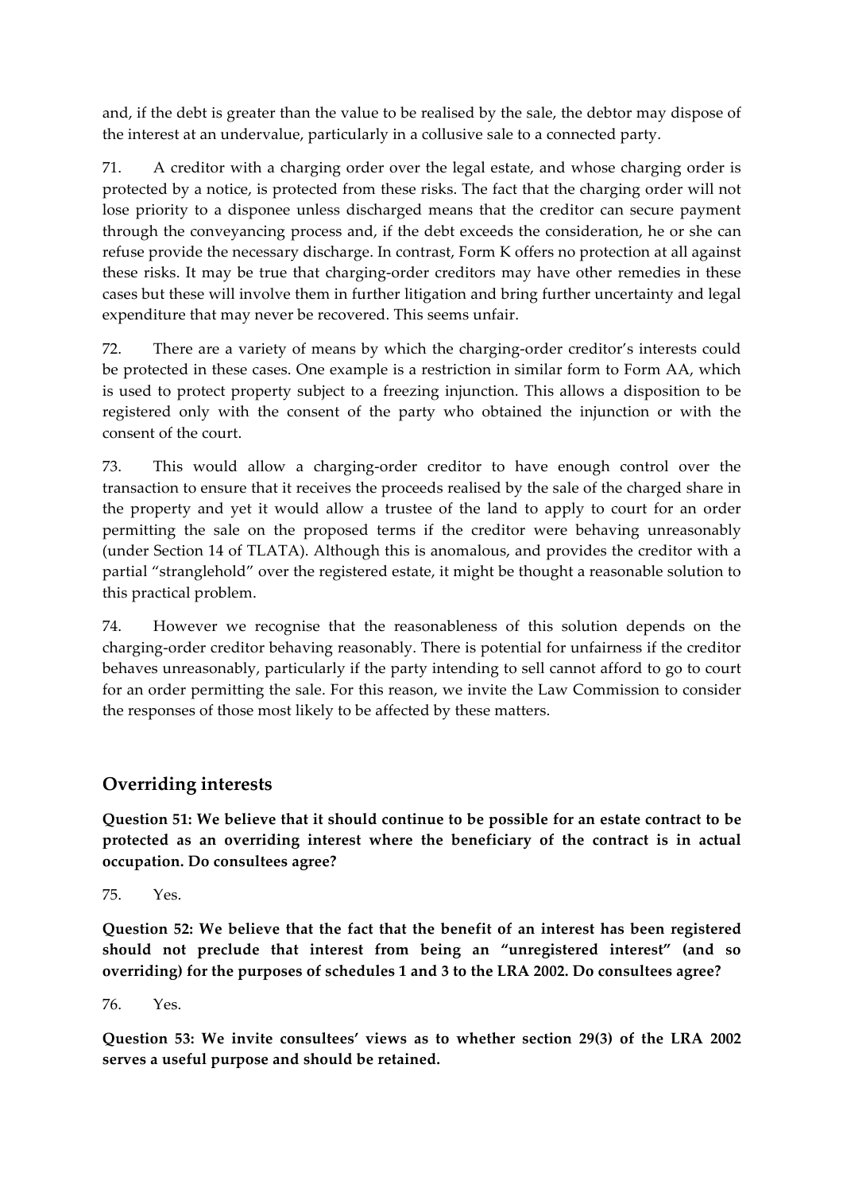and, if the debt is greater than the value to be realised by the sale, the debtor may dispose of the interest at an undervalue, particularly in a collusive sale to a connected party.

71. A creditor with a charging order over the legal estate, and whose charging order is protected by a notice, is protected from these risks. The fact that the charging order will not lose priority to a disponee unless discharged means that the creditor can secure payment through the conveyancing process and, if the debt exceeds the consideration, he or she can refuse provide the necessary discharge. In contrast, Form K offers no protection at all against these risks. It may be true that charging-order creditors may have other remedies in these cases but these will involve them in further litigation and bring further uncertainty and legal expenditure that may never be recovered. This seems unfair.

72. There are a variety of means by which the charging-order creditor's interests could be protected in these cases. One example is a restriction in similar form to Form AA, which is used to protect property subject to a freezing injunction. This allows a disposition to be registered only with the consent of the party who obtained the injunction or with the consent of the court.

73. This would allow a charging-order creditor to have enough control over the transaction to ensure that it receives the proceeds realised by the sale of the charged share in the property and yet it would allow a trustee of the land to apply to court for an order permitting the sale on the proposed terms if the creditor were behaving unreasonably (under Section 14 of TLATA). Although this is anomalous, and provides the creditor with a partial "stranglehold" over the registered estate, it might be thought a reasonable solution to this practical problem.

74. However we recognise that the reasonableness of this solution depends on the charging-order creditor behaving reasonably. There is potential for unfairness if the creditor behaves unreasonably, particularly if the party intending to sell cannot afford to go to court for an order permitting the sale. For this reason, we invite the Law Commission to consider the responses of those most likely to be affected by these matters.

## Overriding interests

**Question 51: We believe that it should continue to be possible for an estate contract to be protected as an overriding interest where the beneficiary of the contract is in actual occupation. Do consultees agree?**

75. Yes.

**Question 52: We believe that the fact that the benefit of an interest has been registered should not preclude that interest from being an "unregistered interest" (and so overriding) for the purposes of schedules 1 and 3 to the LRA 2002. Do consultees agree?**

76. Yes.

**Question 53: We invite consultees' views as to whether section 29(3) of the LRA 2002 serves a useful purpose and should be retained.**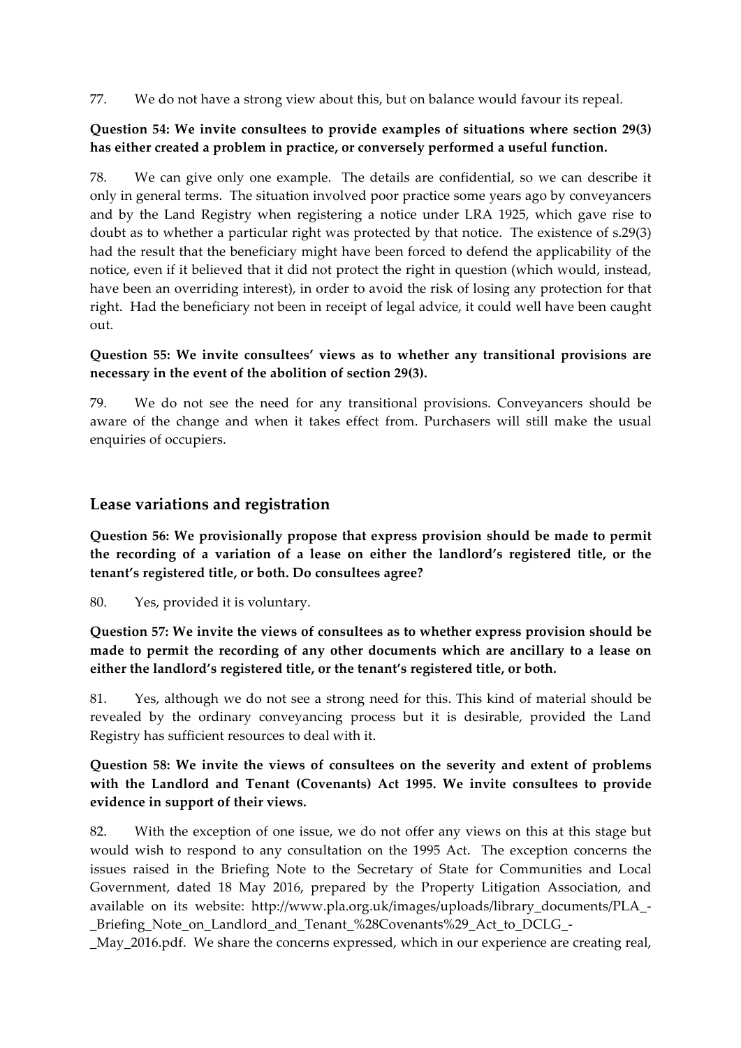77. We do not have a strong view about this, but on balance would favour its repeal.

**Question 54: We invite consultees to provide examples of situations where section 29(3) has either created a problem in practice, or conversely performed a useful function.**

78. We can give only one example. The details are confidential, so we can describe it only in general terms. The situation involved poor practice some years ago by conveyancers and by the Land Registry when registering a notice under LRA 1925, which gave rise to doubt as to whether a particular right was protected by that notice. The existence of s.29(3) had the result that the beneficiary might have been forced to defend the applicability of the notice, even if it believed that it did not protect the right in question (which would, instead, have been an overriding interest), in order to avoid the risk of losing any protection for that right. Had the beneficiary not been in receipt of legal advice, it could well have been caught out.

**Question 55: We invite consultees' views as to whether any transitional provisions are necessary in the event of the abolition of section 29(3).**

79. We do not see the need for any transitional provisions. Conveyancers should be aware of the change and when it takes effect from. Purchasers will still make the usual enquiries of occupiers.

## Lease variations and registration

**Question 56: We provisionally propose that express provision should be made to permit the recording of a variation of a lease on either the landlord's registered title, or the tenant's registered title, or both. Do consultees agree?**

80. Yes, provided it is voluntary.

**Question 57: We invite the views of consultees as to whether express provision should be made to permit the recording of any other documents which are ancillary to a lease on either the landlord's registered title, or the tenant's registered title, or both.**

81. Yes, although we do not see a strong need for this. This kind of material should be revealed by the ordinary conveyancing process but it is desirable, provided the Land Registry has sufficient resources to deal with it.

**Question 58: We invite the views of consultees on the severity and extent of problems with the Landlord and Tenant (Covenants) Act 1995. We invite consultees to provide evidence in support of their views.**

82. With the exception of one issue, we do not offer any views on this at this stage but would wish to respond to any consultation on the 1995 Act. The exception concerns the issues raised in the Briefing Note to the Secretary of State for Communities and Local Government, dated 18 May 2016, prepared by the Property Litigation Association, and available on its website: http://www.pla.org.uk/images/uploads/library_documents/PLA_-_Briefing_Note_on_Landlord_and_Tenant_%28Covenants%29_Act_to_DCLG_-_May_2016.pdf. We share the concerns expressed, which in our experience are creating real,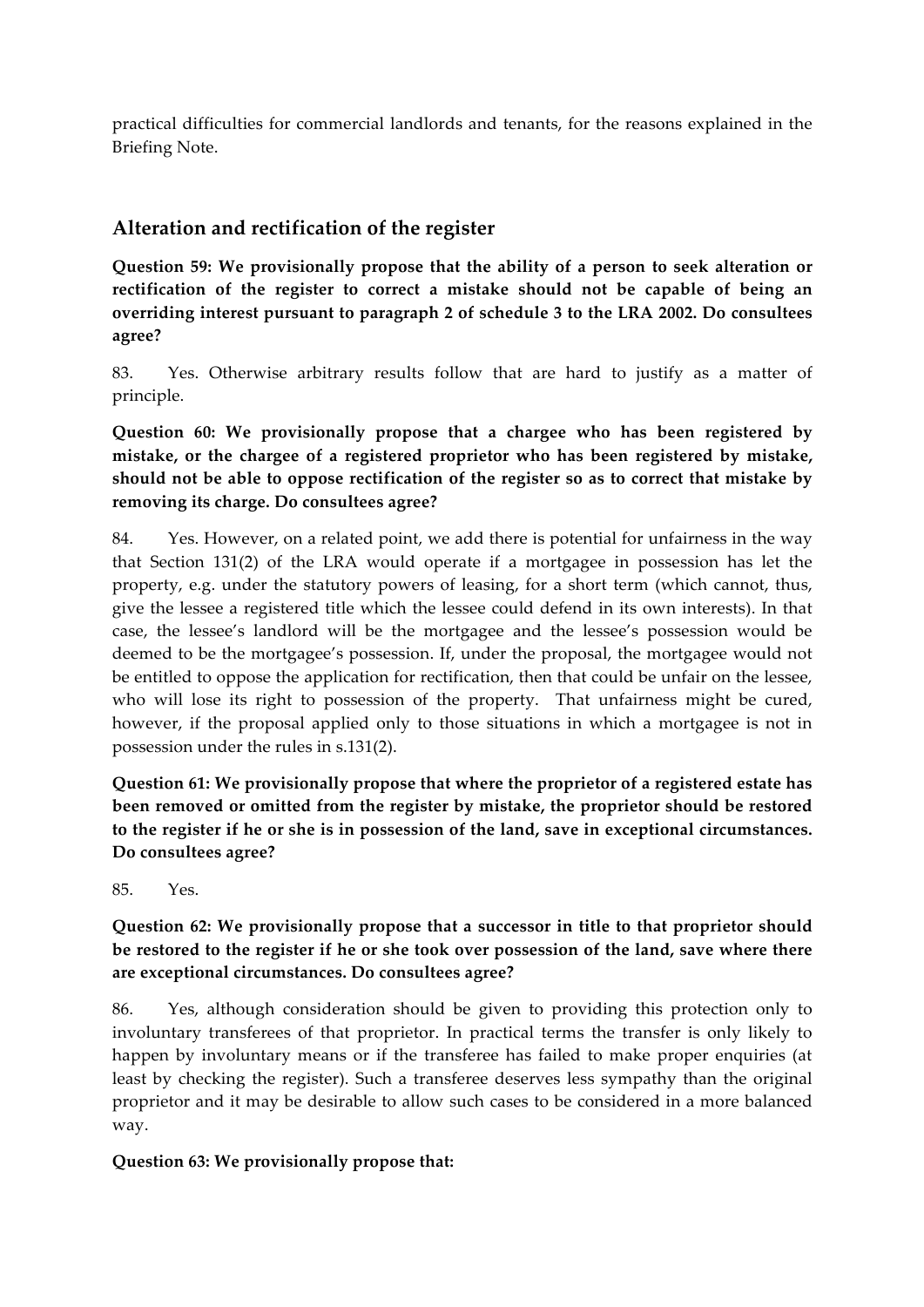practical difficulties for commercial landlords and tenants, for the reasons explained in the Briefing Note.

## Alteration and rectification of the register

**Question 59: We provisionally propose that the ability of a person to seek alteration or rectification of the register to correct a mistake should not be capable of being an overriding interest pursuant to paragraph 2 of schedule 3 to the LRA 2002. Do consultees agree?**

83. Yes. Otherwise arbitrary results follow that are hard to justify as a matter of principle.

**Question 60: We provisionally propose that a chargee who has been registered by mistake, or the chargee of a registered proprietor who has been registered by mistake, should not be able to oppose rectification of the register so as to correct that mistake by removing its charge. Do consultees agree?**

84. Yes. However, on a related point, we add there is potential for unfairness in the way that Section 131(2) of the LRA would operate if a mortgagee in possession has let the property, e.g. under the statutory powers of leasing, for a short term (which cannot, thus, give the lessee a registered title which the lessee could defend in its own interests). In that case, the lessee's landlord will be the mortgagee and the lessee's possession would be deemed to be the mortgagee's possession. If, under the proposal, the mortgagee would not be entitled to oppose the application for rectification, then that could be unfair on the lessee, who will lose its right to possession of the property. That unfairness might be cured, however, if the proposal applied only to those situations in which a mortgagee is not in possession under the rules in s.131(2).

**Question 61: We provisionally propose that where the proprietor of a registered estate has been removed or omitted from the register by mistake, the proprietor should be restored to the register if he or she is in possession of the land, save in exceptional circumstances. Do consultees agree?**

85. Yes.

**Question 62: We provisionally propose that a successor in title to that proprietor should be restored to the register if he or she took over possession of the land, save where there are exceptional circumstances. Do consultees agree?**

86. Yes, although consideration should be given to providing this protection only to involuntary transferees of that proprietor. In practical terms the transfer is only likely to happen by involuntary means or if the transferee has failed to make proper enquiries (at least by checking the register). Such a transferee deserves less sympathy than the original proprietor and it may be desirable to allow such cases to be considered in a more balanced way.

**Question 63: We provisionally propose that:**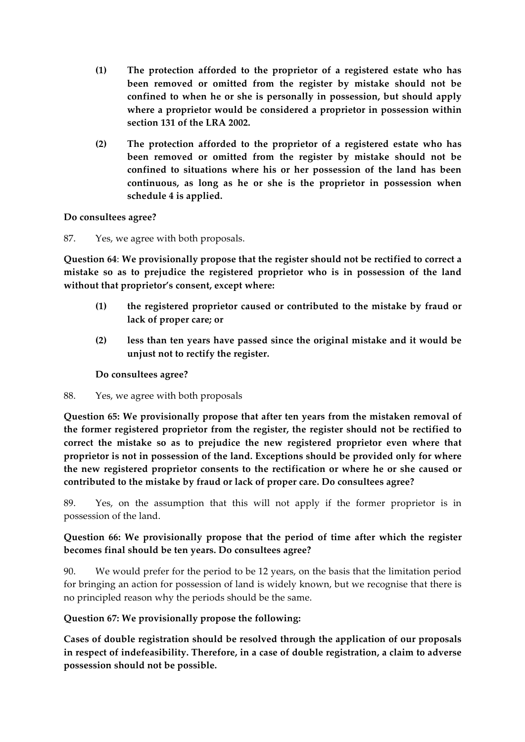**(1) The protection afforded to the proprietor of a registered estate who has been removed or omitted from the register by mistake should not be confined to when he or she is personally in possession, but should apply where a proprietor would be considered a proprietor in possession within section 131 of the LRA 2002.**

**(2) The protection afforded to the proprietor of a registered estate who has been removed or omitted from the register by mistake should not be confined to situations where his or her possession of the land has been continuous, as long as he or she is the proprietor in possession when schedule 4 is applied.**

**Do consultees agree?**

87. Yes, we agree with both proposals.

**Question 64**: **We provisionally propose that the register should not be rectified to correct a mistake so as to prejudice the registered proprietor who is in possession of the land without that proprietor's consent, except where:**

**(1) the registered proprietor caused or contributed to the mistake by fraud or lack of proper care; or**

**(2) less than ten years have passed since the original mistake and it would be unjust not to rectify the register.**

**Do consultees agree?**

88. Yes, we agree with both proposals

**Question 65: We provisionally propose that after ten years from the mistaken removal of the former registered proprietor from the register, the register should not be rectified to correct the mistake so as to prejudice the new registered proprietor even where that proprietor is not in possession of the land. Exceptions should be provided only for where the new registered proprietor consents to the rectification or where he or she caused or contributed to the mistake by fraud or lack of proper care. Do consultees agree?**

89. Yes, on the assumption that this will not apply if the former proprietor is in possession of the land.

**Question 66: We provisionally propose that the period of time after which the register becomes final should be ten years. Do consultees agree?**

90. We would prefer for the period to be 12 years, on the basis that the limitation period for bringing an action for possession of land is widely known, but we recognise that there is no principled reason why the periods should be the same.

**Question 67: We provisionally propose the following:**

**Cases of double registration should be resolved through the application of our proposals in respect of indefeasibility. Therefore, in a case of double registration, a claim to adverse possession should not be possible.**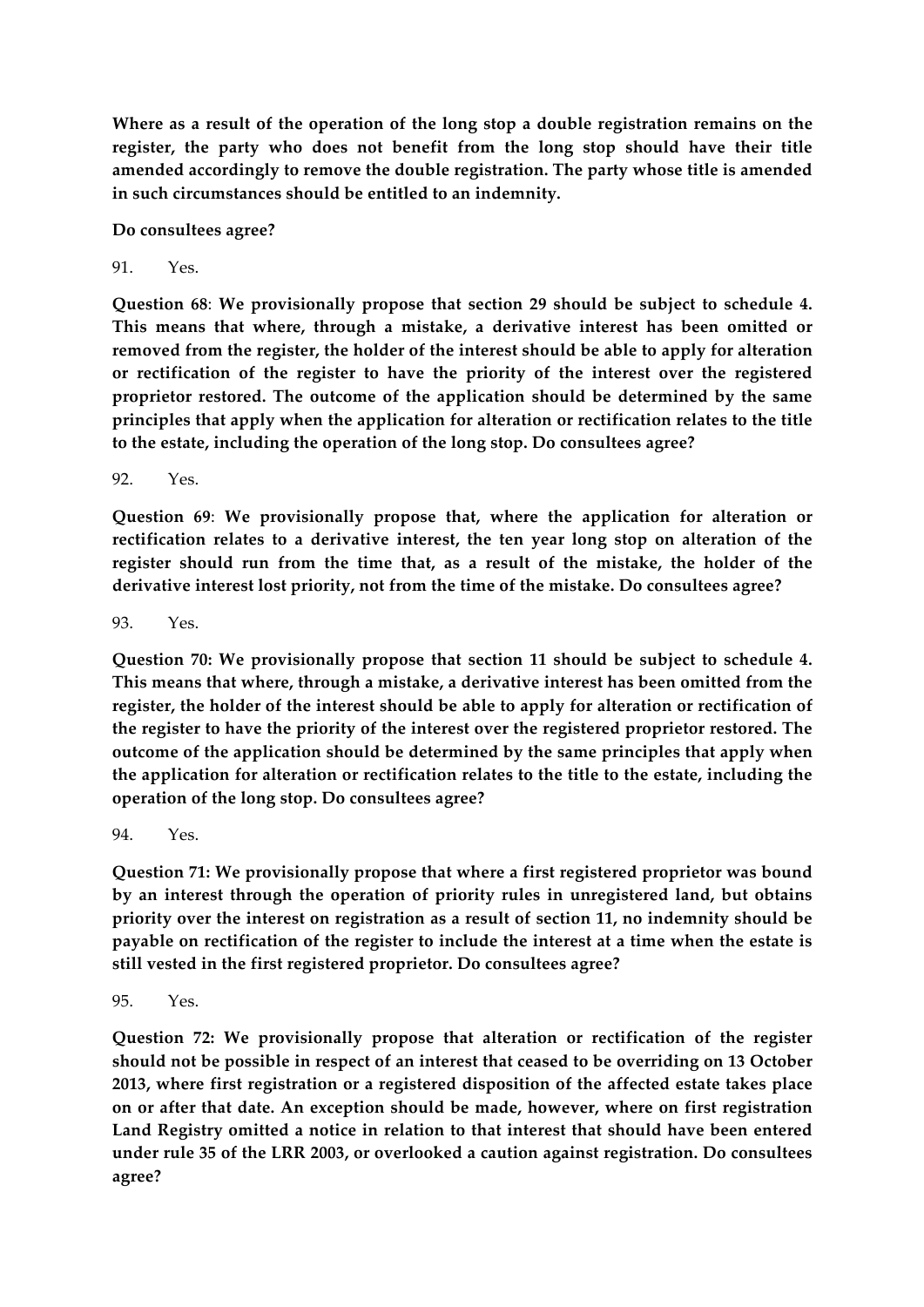**Where as a result of the operation of the long stop a double registration remains on the register, the party who does not benefit from the long stop should have their title amended accordingly to remove the double registration. The party whose title is amended in such circumstances should be entitled to an indemnity.**

**Do consultees agree?**

91. Yes.

**Question 68**: **We provisionally propose that section 29 should be subject to schedule 4. This means that where, through a mistake, a derivative interest has been omitted or removed from the register, the holder of the interest should be able to apply for alteration or rectification of the register to have the priority of the interest over the registered proprietor restored. The outcome of the application should be determined by the same principles that apply when the application for alteration or rectification relates to the title to the estate, including the operation of the long stop. Do consultees agree?**

92. Yes.

**Question 69**: **We provisionally propose that, where the application for alteration or rectification relates to a derivative interest, the ten year long stop on alteration of the register should run from the time that, as a result of the mistake, the holder of the derivative interest lost priority, not from the time of the mistake. Do consultees agree?**

93. Yes.

**Question 70: We provisionally propose that section 11 should be subject to schedule 4. This means that where, through a mistake, a derivative interest has been omitted from the register, the holder of the interest should be able to apply for alteration or rectification of the register to have the priority of the interest over the registered proprietor restored. The outcome of the application should be determined by the same principles that apply when the application for alteration or rectification relates to the title to the estate, including the operation of the long stop. Do consultees agree?**

94. Yes.

**Question 71: We provisionally propose that where a first registered proprietor was bound by an interest through the operation of priority rules in unregistered land, but obtains priority over the interest on registration as a result of section 11, no indemnity should be payable on rectification of the register to include the interest at a time when the estate is still vested in the first registered proprietor. Do consultees agree?**

95. Yes.

**Question 72: We provisionally propose that alteration or rectification of the register should not be possible in respect of an interest that ceased to be overriding on 13 October 2013, where first registration or a registered disposition of the affected estate takes place on or after that date. An exception should be made, however, where on first registration Land Registry omitted a notice in relation to that interest that should have been entered under rule 35 of the LRR 2003, or overlooked a caution against registration. Do consultees agree?**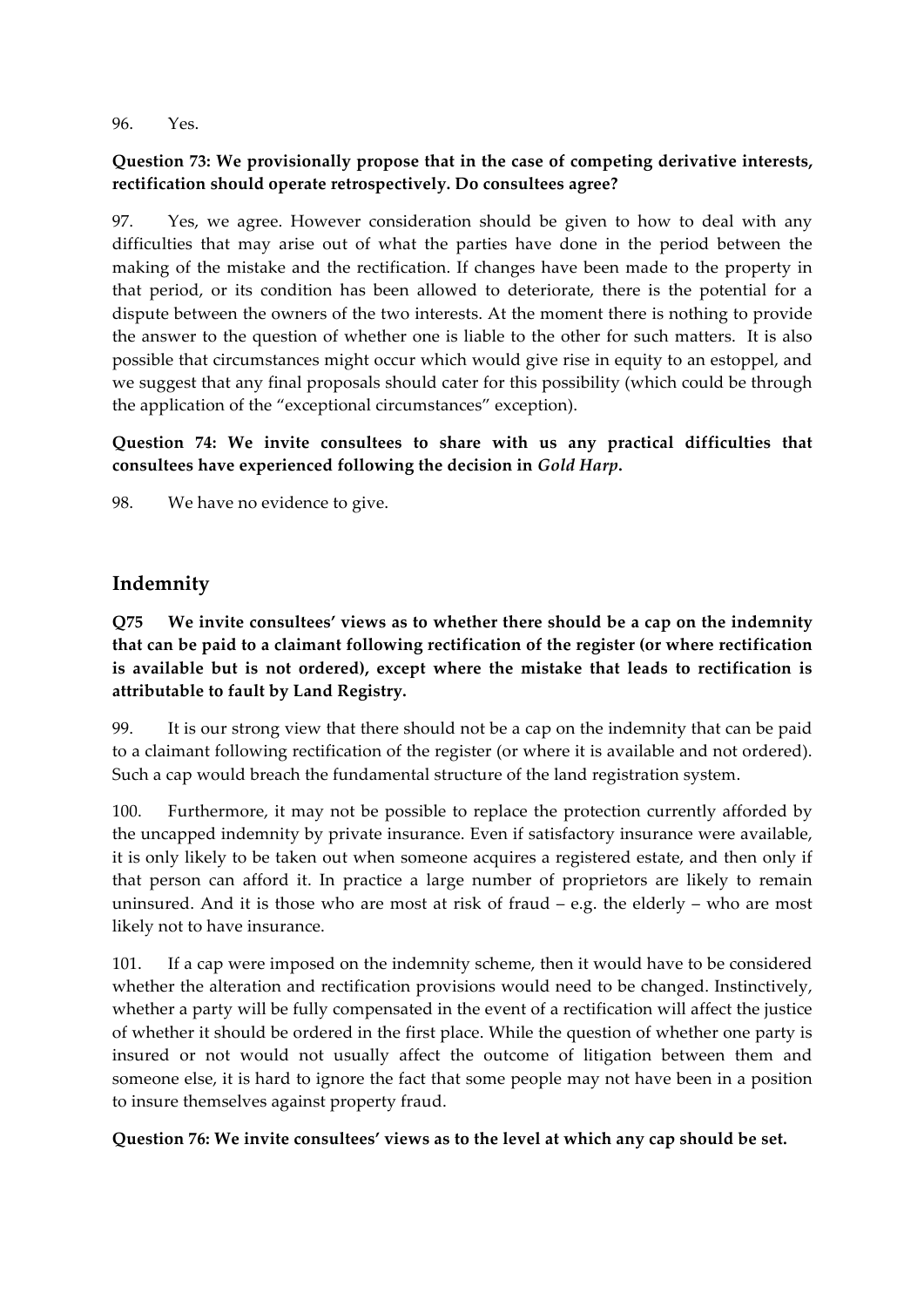96. Yes.

**Question 73: We provisionally propose that in the case of competing derivative interests, rectification should operate retrospectively. Do consultees agree?**

97. Yes, we agree. However consideration should be given to how to deal with any difficulties that may arise out of what the parties have done in the period between the making of the mistake and the rectification. If changes have been made to the property in that period, or its condition has been allowed to deteriorate, there is the potential for a dispute between the owners of the two interests. At the moment there is nothing to provide the answer to the question of whether one is liable to the other for such matters. It is also possible that circumstances might occur which would give rise in equity to an estoppel, and we suggest that any final proposals should cater for this possibility (which could be through the application of the "exceptional circumstances" exception).

**Question 74: We invite consultees to share with us any practical difficulties that consultees have experienced following the decision in *Gold Harp*.**

98. We have no evidence to give.

## Indemnity

**Q75 We invite consultees' views as to whether there should be a cap on the indemnity that can be paid to a claimant following rectification of the register (or where rectification is available but is not ordered), except where the mistake that leads to rectification is attributable to fault by Land Registry.**

99. It is our strong view that there should not be a cap on the indemnity that can be paid to a claimant following rectification of the register (or where it is available and not ordered). Such a cap would breach the fundamental structure of the land registration system.

100. Furthermore, it may not be possible to replace the protection currently afforded by the uncapped indemnity by private insurance. Even if satisfactory insurance were available, it is only likely to be taken out when someone acquires a registered estate, and then only if that person can afford it. In practice a large number of proprietors are likely to remain uninsured. And it is those who are most at risk of fraud – e.g. the elderly – who are most likely not to have insurance.

101. If a cap were imposed on the indemnity scheme, then it would have to be considered whether the alteration and rectification provisions would need to be changed. Instinctively, whether a party will be fully compensated in the event of a rectification will affect the justice of whether it should be ordered in the first place. While the question of whether one party is insured or not would not usually affect the outcome of litigation between them and someone else, it is hard to ignore the fact that some people may not have been in a position to insure themselves against property fraud.

**Question 76: We invite consultees' views as to the level at which any cap should be set.**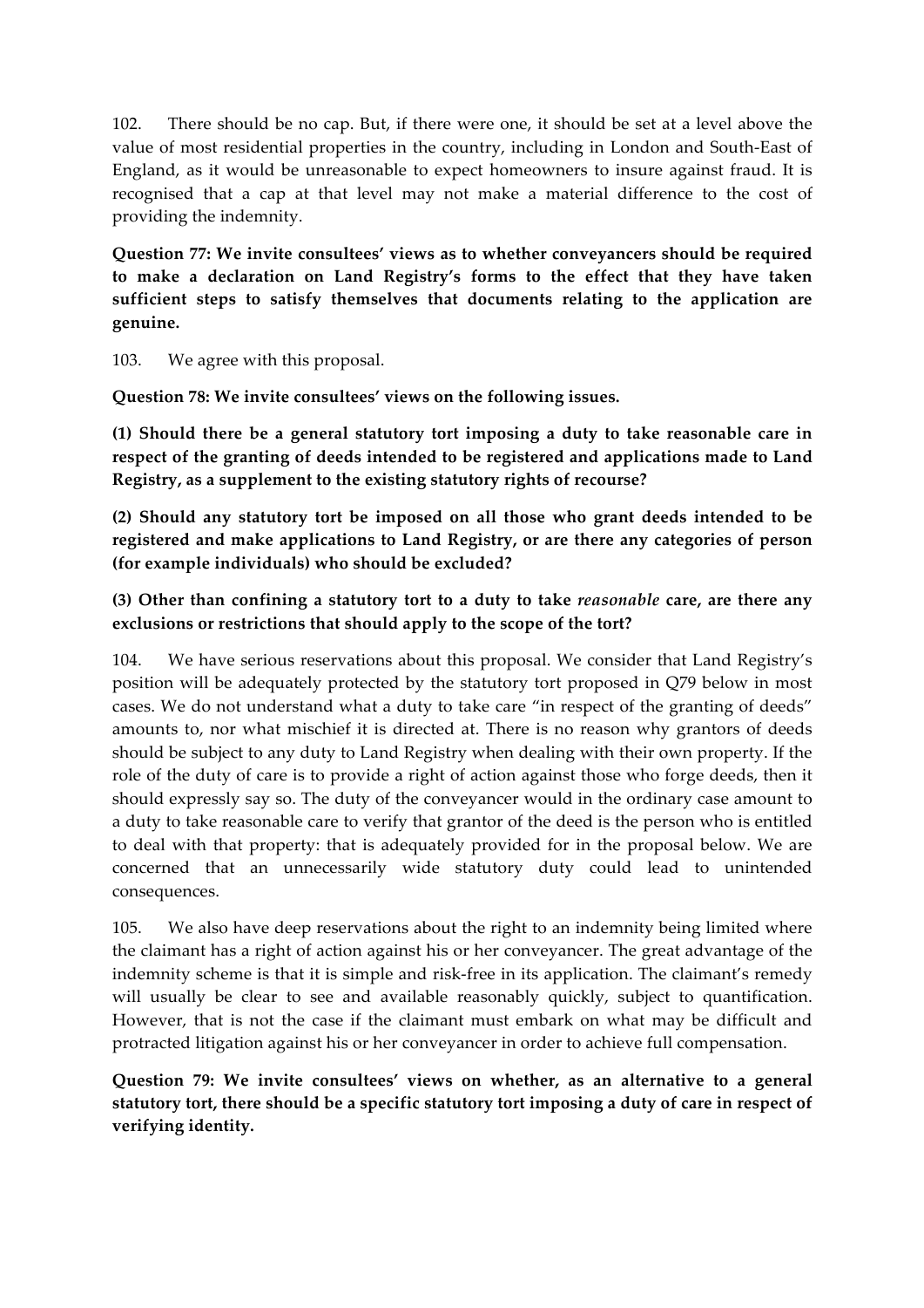102. There should be no cap. But, if there were one, it should be set at a level above the value of most residential properties in the country, including in London and South-East of England, as it would be unreasonable to expect homeowners to insure against fraud. It is recognised that a cap at that level may not make a material difference to the cost of providing the indemnity.

**Question 77: We invite consultees' views as to whether conveyancers should be required to make a declaration on Land Registry's forms to the effect that they have taken sufficient steps to satisfy themselves that documents relating to the application are genuine.**

103. We agree with this proposal.

**Question 78: We invite consultees' views on the following issues.**

**(1) Should there be a general statutory tort imposing a duty to take reasonable care in respect of the granting of deeds intended to be registered and applications made to Land Registry, as a supplement to the existing statutory rights of recourse?**

**(2) Should any statutory tort be imposed on all those who grant deeds intended to be registered and make applications to Land Registry, or are there any categories of person (for example individuals) who should be excluded?**

**(3) Other than confining a statutory tort to a duty to take *reasonable* care, are there any exclusions or restrictions that should apply to the scope of the tort?**

104. We have serious reservations about this proposal. We consider that Land Registry's position will be adequately protected by the statutory tort proposed in Q79 below in most cases. We do not understand what a duty to take care "in respect of the granting of deeds" amounts to, nor what mischief it is directed at. There is no reason why grantors of deeds should be subject to any duty to Land Registry when dealing with their own property. If the role of the duty of care is to provide a right of action against those who forge deeds, then it should expressly say so. The duty of the conveyancer would in the ordinary case amount to a duty to take reasonable care to verify that grantor of the deed is the person who is entitled to deal with that property: that is adequately provided for in the proposal below. We are concerned that an unnecessarily wide statutory duty could lead to unintended consequences.

105. We also have deep reservations about the right to an indemnity being limited where the claimant has a right of action against his or her conveyancer. The great advantage of the indemnity scheme is that it is simple and risk-free in its application. The claimant's remedy will usually be clear to see and available reasonably quickly, subject to quantification. However, that is not the case if the claimant must embark on what may be difficult and protracted litigation against his or her conveyancer in order to achieve full compensation.

**Question 79: We invite consultees' views on whether, as an alternative to a general statutory tort, there should be a specific statutory tort imposing a duty of care in respect of verifying identity.**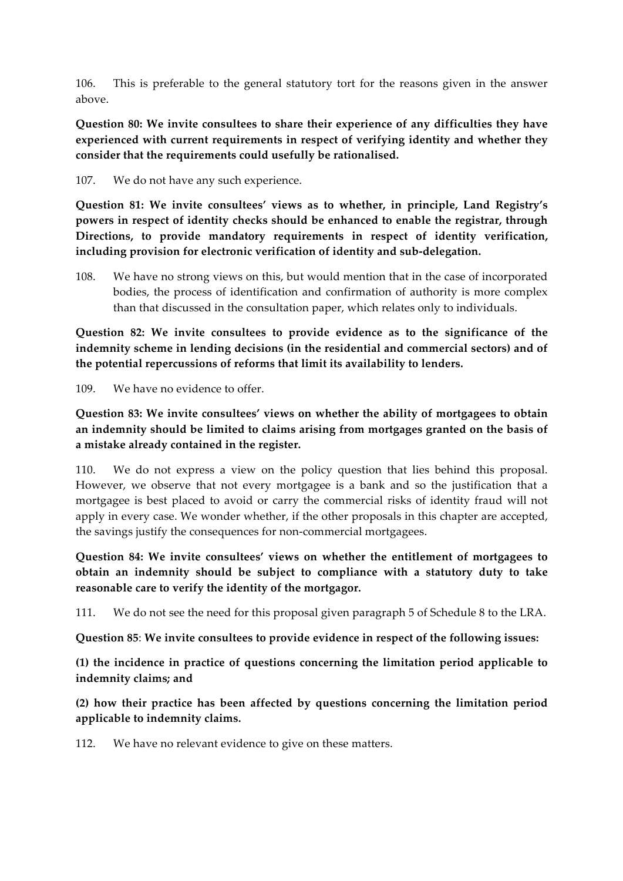106. This is preferable to the general statutory tort for the reasons given in the answer above.

**Question 80: We invite consultees to share their experience of any difficulties they have experienced with current requirements in respect of verifying identity and whether they consider that the requirements could usefully be rationalised.**

107. We do not have any such experience.

**Question 81: We invite consultees' views as to whether, in principle, Land Registry's powers in respect of identity checks should be enhanced to enable the registrar, through Directions, to provide mandatory requirements in respect of identity verification, including provision for electronic verification of identity and sub-delegation.**

108. We have no strong views on this, but would mention that in the case of incorporated bodies, the process of identification and confirmation of authority is more complex than that discussed in the consultation paper, which relates only to individuals.

**Question 82: We invite consultees to provide evidence as to the significance of the indemnity scheme in lending decisions (in the residential and commercial sectors) and of the potential repercussions of reforms that limit its availability to lenders.**

109. We have no evidence to offer.

**Question 83: We invite consultees' views on whether the ability of mortgagees to obtain an indemnity should be limited to claims arising from mortgages granted on the basis of a mistake already contained in the register.**

110. We do not express a view on the policy question that lies behind this proposal. However, we observe that not every mortgagee is a bank and so the justification that a mortgagee is best placed to avoid or carry the commercial risks of identity fraud will not apply in every case. We wonder whether, if the other proposals in this chapter are accepted, the savings justify the consequences for non-commercial mortgagees.

**Question 84: We invite consultees' views on whether the entitlement of mortgagees to obtain an indemnity should be subject to compliance with a statutory duty to take reasonable care to verify the identity of the mortgagor.**

111. We do not see the need for this proposal given paragraph 5 of Schedule 8 to the LRA.

**Question 85**: **We invite consultees to provide evidence in respect of the following issues:**

**(1) the incidence in practice of questions concerning the limitation period applicable to indemnity claims; and**

**(2) how their practice has been affected by questions concerning the limitation period applicable to indemnity claims.**

112. We have no relevant evidence to give on these matters.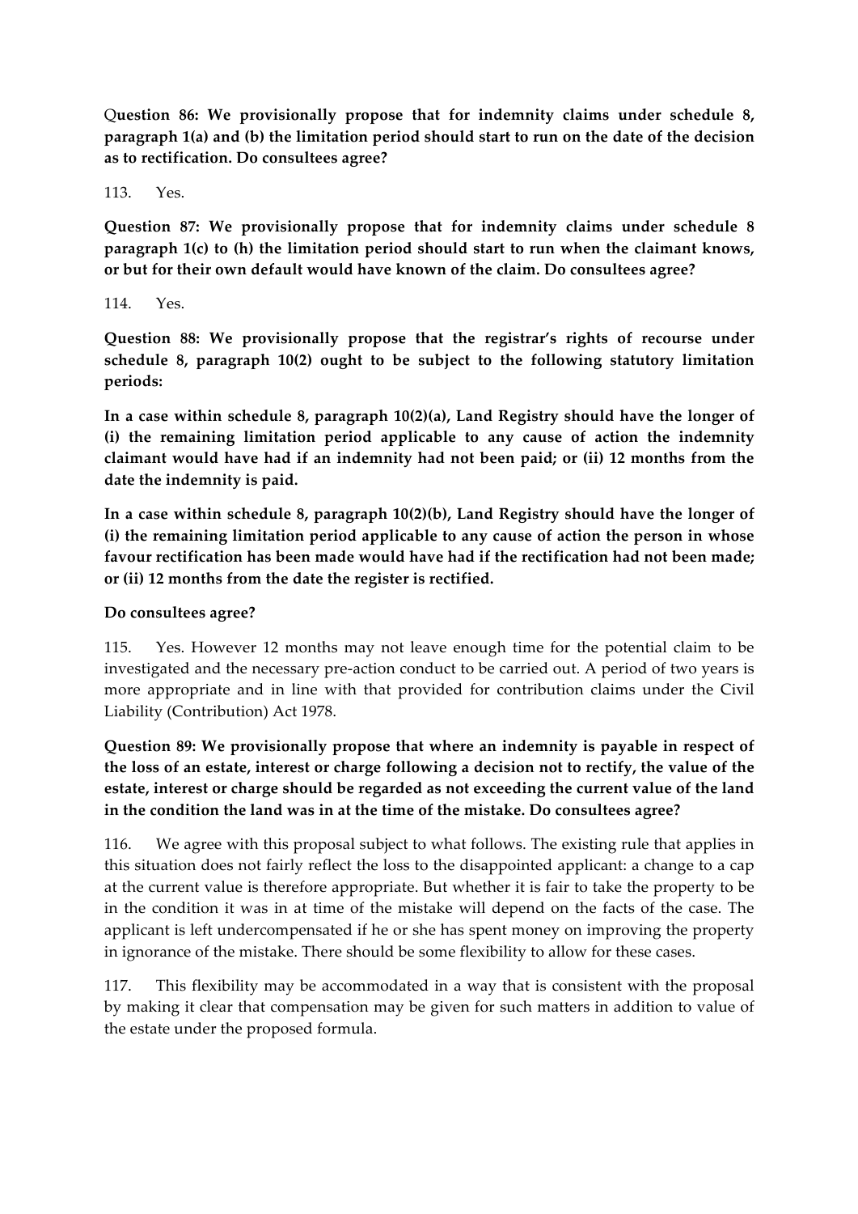**Question 86: We provisionally propose that for indemnity claims under schedule 8, paragraph 1(a) and (b) the limitation period should start to run on the date of the decision as to rectification. Do consultees agree?**

113. Yes.

**Question 87: We provisionally propose that for indemnity claims under schedule 8 paragraph 1(c) to (h) the limitation period should start to run when the claimant knows, or but for their own default would have known of the claim. Do consultees agree?**

114. Yes.

**Question 88: We provisionally propose that the registrar's rights of recourse under schedule 8, paragraph 10(2) ought to be subject to the following statutory limitation periods:**

**In a case within schedule 8, paragraph 10(2)(a), Land Registry should have the longer of (i) the remaining limitation period applicable to any cause of action the indemnity claimant would have had if an indemnity had not been paid; or (ii) 12 months from the date the indemnity is paid.**

**In a case within schedule 8, paragraph 10(2)(b), Land Registry should have the longer of (i) the remaining limitation period applicable to any cause of action the person in whose favour rectification has been made would have had if the rectification had not been made; or (ii) 12 months from the date the register is rectified.**

**Do consultees agree?**

115. Yes. However 12 months may not leave enough time for the potential claim to be investigated and the necessary pre-action conduct to be carried out. A period of two years is more appropriate and in line with that provided for contribution claims under the Civil Liability (Contribution) Act 1978.

**Question 89: We provisionally propose that where an indemnity is payable in respect of the loss of an estate, interest or charge following a decision not to rectify, the value of the estate, interest or charge should be regarded as not exceeding the current value of the land in the condition the land was in at the time of the mistake. Do consultees agree?**

116. We agree with this proposal subject to what follows. The existing rule that applies in this situation does not fairly reflect the loss to the disappointed applicant: a change to a cap at the current value is therefore appropriate. But whether it is fair to take the property to be in the condition it was in at time of the mistake will depend on the facts of the case. The applicant is left undercompensated if he or she has spent money on improving the property in ignorance of the mistake. There should be some flexibility to allow for these cases.

117. This flexibility may be accommodated in a way that is consistent with the proposal by making it clear that compensation may be given for such matters in addition to value of the estate under the proposed formula.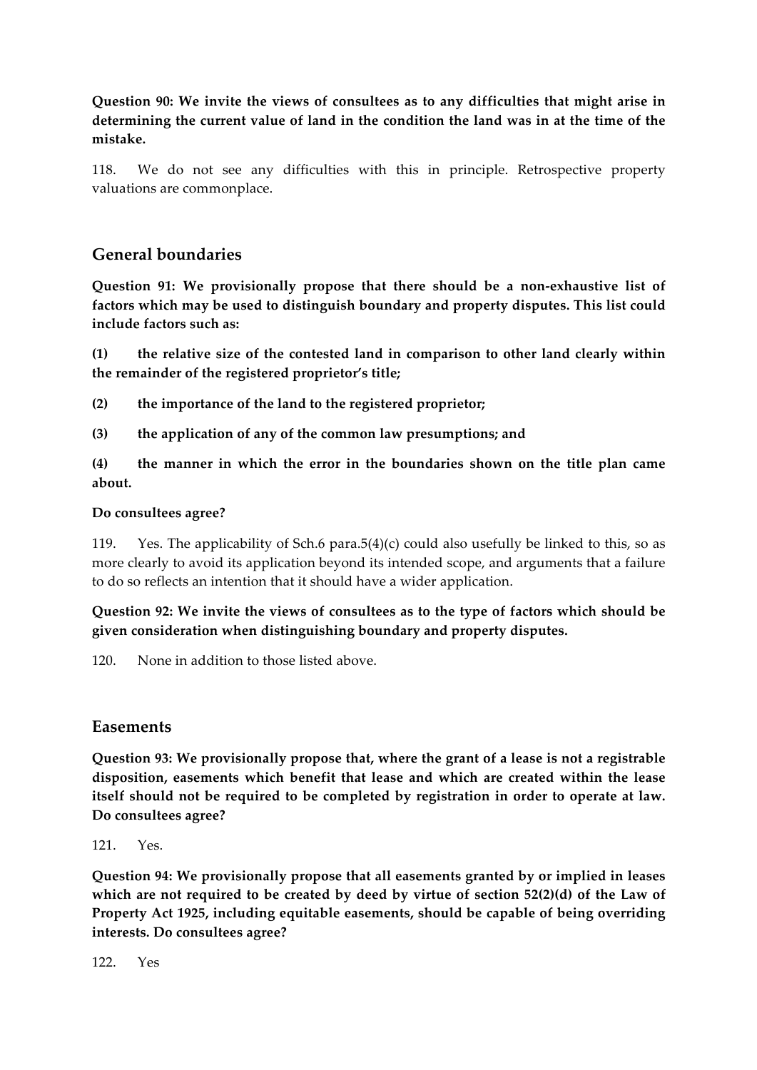**Question 90: We invite the views of consultees as to any difficulties that might arise in determining the current value of land in the condition the land was in at the time of the mistake.**

118. We do not see any difficulties with this in principle. Retrospective property valuations are commonplace.

## General boundaries

**Question 91: We provisionally propose that there should be a non-exhaustive list of factors which may be used to distinguish boundary and property disputes. This list could include factors such as:**

**(1) the relative size of the contested land in comparison to other land clearly within the remainder of the registered proprietor's title;**

**(2) the importance of the land to the registered proprietor;**

**(3) the application of any of the common law presumptions; and**

**(4) the manner in which the error in the boundaries shown on the title plan came about.**

**Do consultees agree?**

119. Yes. The applicability of Sch.6 para.5(4)(c) could also usefully be linked to this, so as more clearly to avoid its application beyond its intended scope, and arguments that a failure to do so reflects an intention that it should have a wider application.

**Question 92: We invite the views of consultees as to the type of factors which should be given consideration when distinguishing boundary and property disputes.**

120. None in addition to those listed above.

## Easements

**Question 93: We provisionally propose that, where the grant of a lease is not a registrable disposition, easements which benefit that lease and which are created within the lease itself should not be required to be completed by registration in order to operate at law. Do consultees agree?**

121. Yes.

**Question 94: We provisionally propose that all easements granted by or implied in leases which are not required to be created by deed by virtue of section 52(2)(d) of the Law of Property Act 1925, including equitable easements, should be capable of being overriding interests. Do consultees agree?**

122. Yes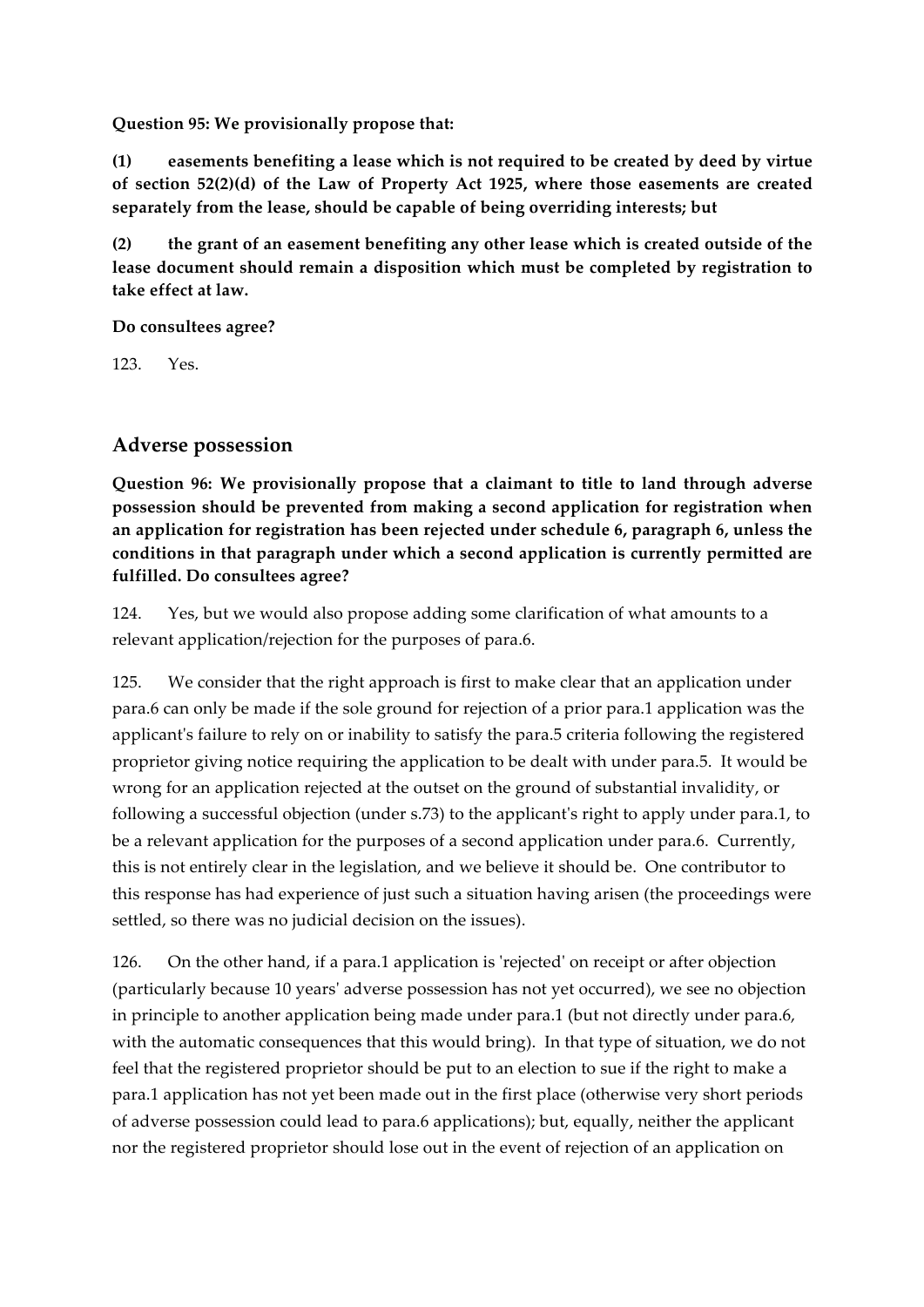**Question 95: We provisionally propose that:**

**(1) easements benefiting a lease which is not required to be created by deed by virtue of section 52(2)(d) of the Law of Property Act 1925, where those easements are created separately from the lease, should be capable of being overriding interests; but**

**(2) the grant of an easement benefiting any other lease which is created outside of the lease document should remain a disposition which must be completed by registration to take effect at law.**

**Do consultees agree?**

123. Yes.

## Adverse possession

**Question 96: We provisionally propose that a claimant to title to land through adverse possession should be prevented from making a second application for registration when an application for registration has been rejected under schedule 6, paragraph 6, unless the conditions in that paragraph under which a second application is currently permitted are fulfilled. Do consultees agree?**

124. Yes, but we would also propose adding some clarification of what amounts to a relevant application/rejection for the purposes of para.6.

125. We consider that the right approach is first to make clear that an application under para.6 can only be made if the sole ground for rejection of a prior para.1 application was the applicant's failure to rely on or inability to satisfy the para.5 criteria following the registered proprietor giving notice requiring the application to be dealt with under para.5. It would be wrong for an application rejected at the outset on the ground of substantial invalidity, or following a successful objection (under s.73) to the applicant's right to apply under para.1, to be a relevant application for the purposes of a second application under para.6. Currently, this is not entirely clear in the legislation, and we believe it should be. One contributor to this response has had experience of just such a situation having arisen (the proceedings were settled, so there was no judicial decision on the issues).

126. On the other hand, if a para.1 application is 'rejected' on receipt or after objection (particularly because 10 years' adverse possession has not yet occurred), we see no objection in principle to another application being made under para.1 (but not directly under para.6, with the automatic consequences that this would bring). In that type of situation, we do not feel that the registered proprietor should be put to an election to sue if the right to make a para.1 application has not yet been made out in the first place (otherwise very short periods of adverse possession could lead to para.6 applications); but, equally, neither the applicant nor the registered proprietor should lose out in the event of rejection of an application on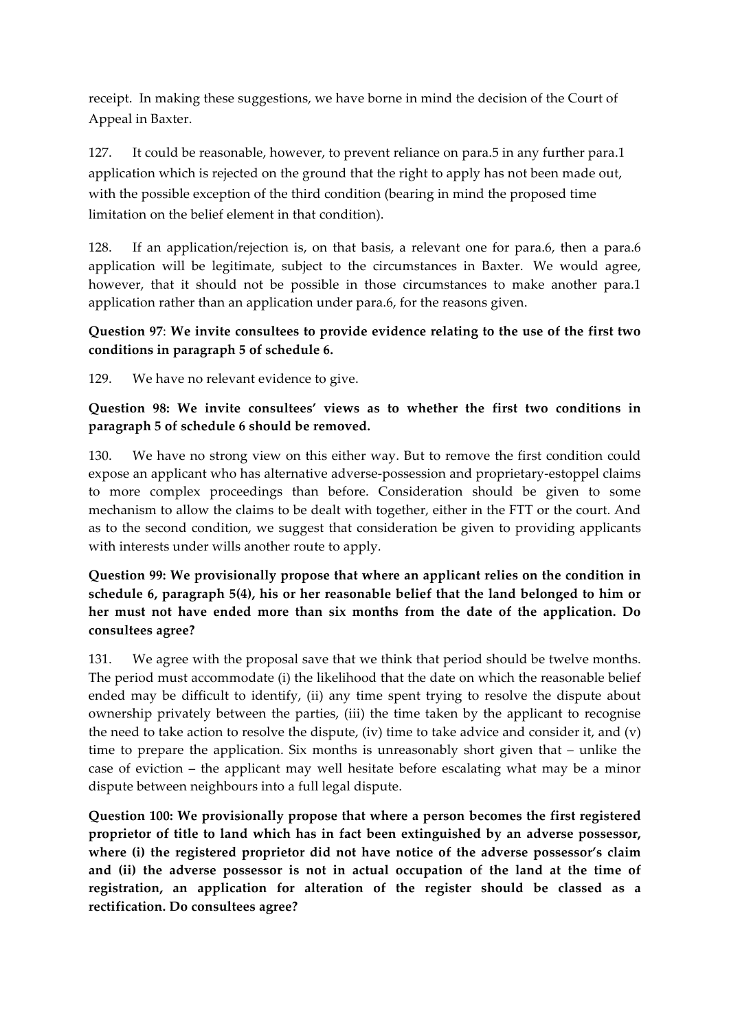receipt. In making these suggestions, we have borne in mind the decision of the Court of Appeal in Baxter.

127. It could be reasonable, however, to prevent reliance on para.5 in any further para.1 application which is rejected on the ground that the right to apply has not been made out, with the possible exception of the third condition (bearing in mind the proposed time limitation on the belief element in that condition).

128. If an application/rejection is, on that basis, a relevant one for para.6, then a para.6 application will be legitimate, subject to the circumstances in Baxter. We would agree, however, that it should not be possible in those circumstances to make another para.1 application rather than an application under para.6, for the reasons given.

**Question 97**: **We invite consultees to provide evidence relating to the use of the first two conditions in paragraph 5 of schedule 6.**

129. We have no relevant evidence to give.

**Question 98: We invite consultees' views as to whether the first two conditions in paragraph 5 of schedule 6 should be removed.**

130. We have no strong view on this either way. But to remove the first condition could expose an applicant who has alternative adverse-possession and proprietary-estoppel claims to more complex proceedings than before. Consideration should be given to some mechanism to allow the claims to be dealt with together, either in the FTT or the court. And as to the second condition, we suggest that consideration be given to providing applicants with interests under wills another route to apply.

**Question 99: We provisionally propose that where an applicant relies on the condition in schedule 6, paragraph 5(4), his or her reasonable belief that the land belonged to him or her must not have ended more than six months from the date of the application. Do consultees agree?**

131. We agree with the proposal save that we think that period should be twelve months. The period must accommodate (i) the likelihood that the date on which the reasonable belief ended may be difficult to identify, (ii) any time spent trying to resolve the dispute about ownership privately between the parties, (iii) the time taken by the applicant to recognise the need to take action to resolve the dispute, (iv) time to take advice and consider it, and (v) time to prepare the application. Six months is unreasonably short given that – unlike the case of eviction – the applicant may well hesitate before escalating what may be a minor dispute between neighbours into a full legal dispute.

**Question 100: We provisionally propose that where a person becomes the first registered proprietor of title to land which has in fact been extinguished by an adverse possessor, where (i) the registered proprietor did not have notice of the adverse possessor's claim and (ii) the adverse possessor is not in actual occupation of the land at the time of registration, an application for alteration of the register should be classed as a rectification. Do consultees agree?**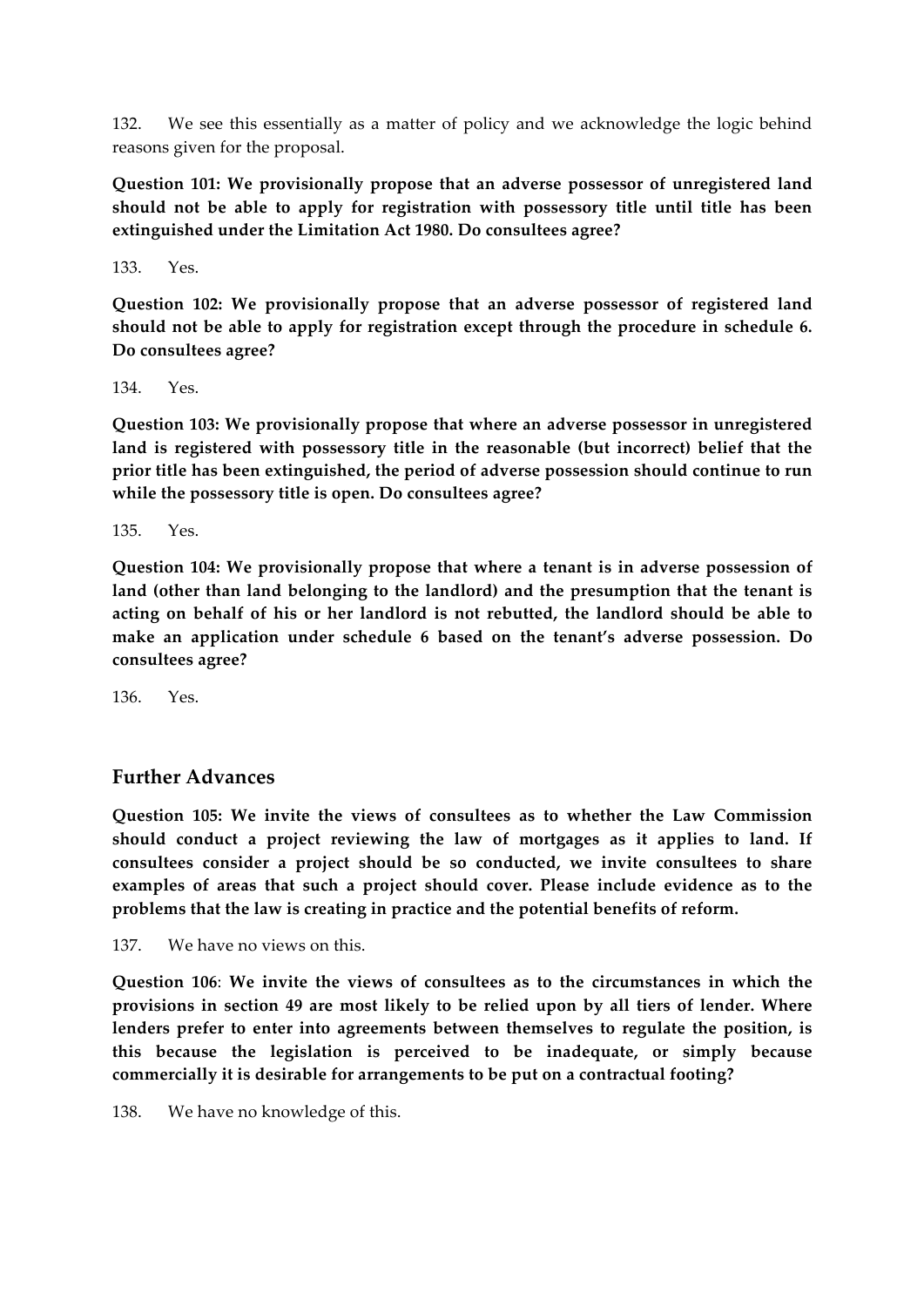132. We see this essentially as a matter of policy and we acknowledge the logic behind reasons given for the proposal.

**Question 101: We provisionally propose that an adverse possessor of unregistered land should not be able to apply for registration with possessory title until title has been extinguished under the Limitation Act 1980. Do consultees agree?**

133. Yes.

**Question 102: We provisionally propose that an adverse possessor of registered land should not be able to apply for registration except through the procedure in schedule 6. Do consultees agree?**

134. Yes.

**Question 103: We provisionally propose that where an adverse possessor in unregistered land is registered with possessory title in the reasonable (but incorrect) belief that the prior title has been extinguished, the period of adverse possession should continue to run while the possessory title is open. Do consultees agree?**

135. Yes.

**Question 104: We provisionally propose that where a tenant is in adverse possession of land (other than land belonging to the landlord) and the presumption that the tenant is acting on behalf of his or her landlord is not rebutted, the landlord should be able to make an application under schedule 6 based on the tenant's adverse possession. Do consultees agree?**

136. Yes.

## Further Advances

**Question 105: We invite the views of consultees as to whether the Law Commission should conduct a project reviewing the law of mortgages as it applies to land. If consultees consider a project should be so conducted, we invite consultees to share examples of areas that such a project should cover. Please include evidence as to the problems that the law is creating in practice and the potential benefits of reform.**

137. We have no views on this.

**Question 106**: **We invite the views of consultees as to the circumstances in which the provisions in section 49 are most likely to be relied upon by all tiers of lender. Where lenders prefer to enter into agreements between themselves to regulate the position, is this because the legislation is perceived to be inadequate, or simply because commercially it is desirable for arrangements to be put on a contractual footing?**

138. We have no knowledge of this.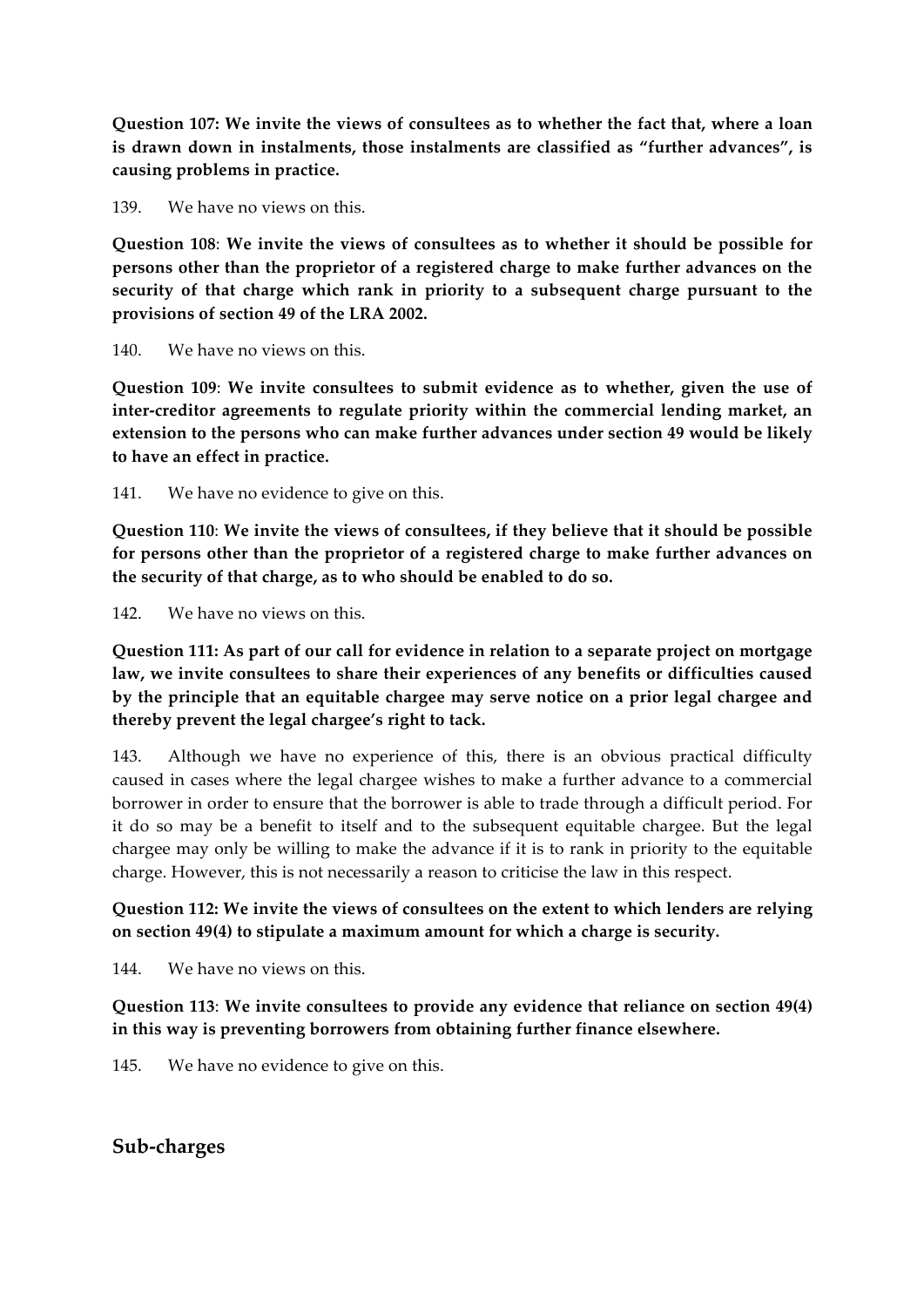**Question 107: We invite the views of consultees as to whether the fact that, where a loan is drawn down in instalments, those instalments are classified as "further advances", is causing problems in practice.**

139. We have no views on this.

**Question 108**: **We invite the views of consultees as to whether it should be possible for persons other than the proprietor of a registered charge to make further advances on the security of that charge which rank in priority to a subsequent charge pursuant to the provisions of section 49 of the LRA 2002.**

140. We have no views on this.

**Question 109**: **We invite consultees to submit evidence as to whether, given the use of inter-creditor agreements to regulate priority within the commercial lending market, an extension to the persons who can make further advances under section 49 would be likely to have an effect in practice.**

141. We have no evidence to give on this.

**Question 110**: **We invite the views of consultees, if they believe that it should be possible for persons other than the proprietor of a registered charge to make further advances on the security of that charge, as to who should be enabled to do so.**

142. We have no views on this.

**Question 111: As part of our call for evidence in relation to a separate project on mortgage law, we invite consultees to share their experiences of any benefits or difficulties caused by the principle that an equitable chargee may serve notice on a prior legal chargee and thereby prevent the legal chargee's right to tack.**

143. Although we have no experience of this, there is an obvious practical difficulty caused in cases where the legal chargee wishes to make a further advance to a commercial borrower in order to ensure that the borrower is able to trade through a difficult period. For it do so may be a benefit to itself and to the subsequent equitable chargee. But the legal chargee may only be willing to make the advance if it is to rank in priority to the equitable charge. However, this is not necessarily a reason to criticise the law in this respect.

**Question 112: We invite the views of consultees on the extent to which lenders are relying on section 49(4) to stipulate a maximum amount for which a charge is security.**

144. We have no views on this.

**Question 113**: **We invite consultees to provide any evidence that reliance on section 49(4) in this way is preventing borrowers from obtaining further finance elsewhere.**

145. We have no evidence to give on this.

## Sub-charges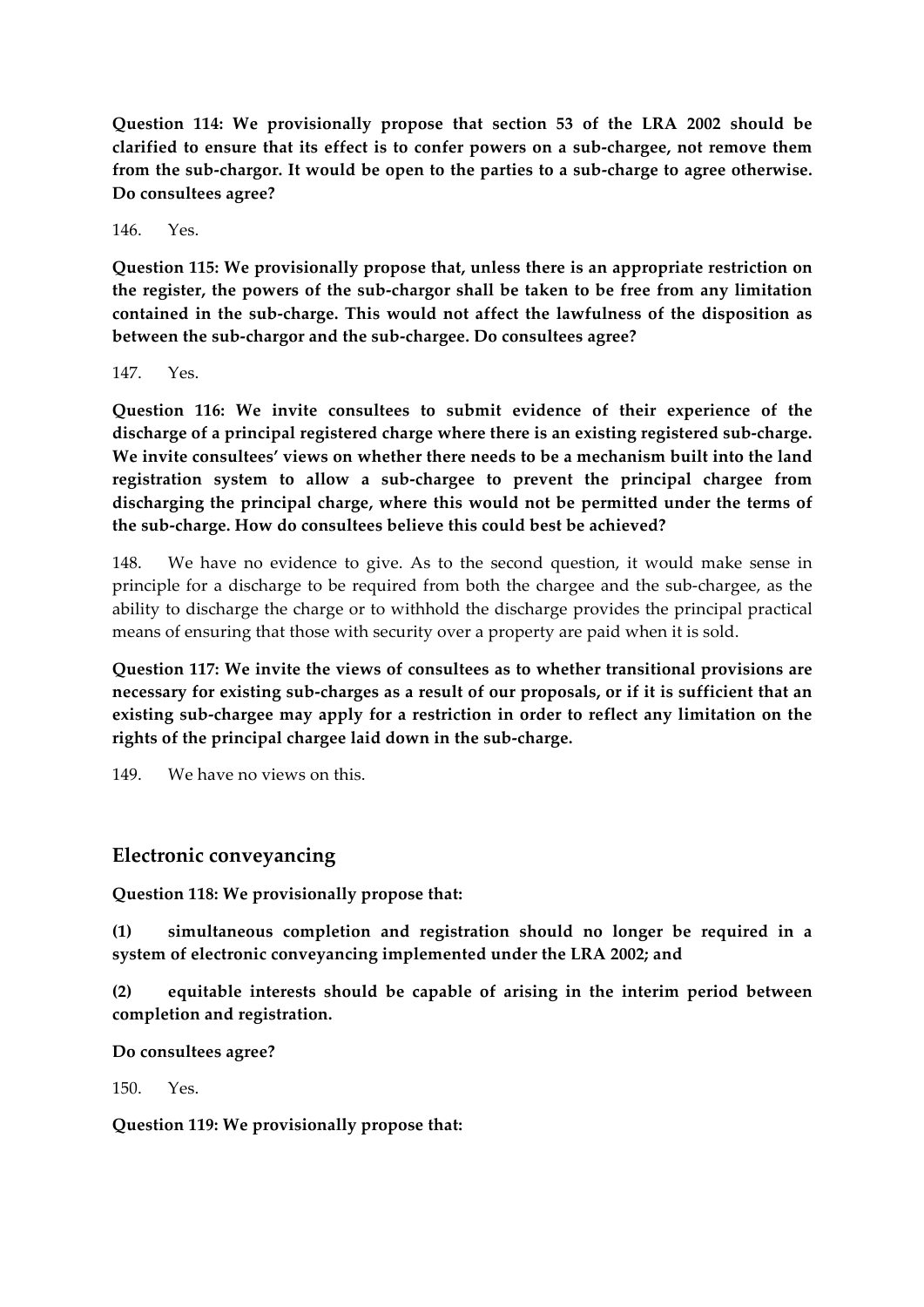**Question 114: We provisionally propose that section 53 of the LRA 2002 should be clarified to ensure that its effect is to confer powers on a sub-chargee, not remove them from the sub-chargor. It would be open to the parties to a sub-charge to agree otherwise. Do consultees agree?**

146. Yes.

**Question 115: We provisionally propose that, unless there is an appropriate restriction on the register, the powers of the sub-chargor shall be taken to be free from any limitation contained in the sub-charge. This would not affect the lawfulness of the disposition as between the sub-chargor and the sub-chargee. Do consultees agree?**

147. Yes.

**Question 116: We invite consultees to submit evidence of their experience of the discharge of a principal registered charge where there is an existing registered sub-charge. We invite consultees' views on whether there needs to be a mechanism built into the land registration system to allow a sub-chargee to prevent the principal chargee from discharging the principal charge, where this would not be permitted under the terms of the sub-charge. How do consultees believe this could best be achieved?**

148. We have no evidence to give. As to the second question, it would make sense in principle for a discharge to be required from both the chargee and the sub-chargee, as the ability to discharge the charge or to withhold the discharge provides the principal practical means of ensuring that those with security over a property are paid when it is sold.

**Question 117: We invite the views of consultees as to whether transitional provisions are necessary for existing sub-charges as a result of our proposals, or if it is sufficient that an existing sub-chargee may apply for a restriction in order to reflect any limitation on the rights of the principal chargee laid down in the sub-charge.**

149. We have no views on this.

## Electronic conveyancing

**Question 118: We provisionally propose that:**

**(1) simultaneous completion and registration should no longer be required in a system of electronic conveyancing implemented under the LRA 2002; and**

**(2) equitable interests should be capable of arising in the interim period between completion and registration.**

**Do consultees agree?**

150. Yes.

**Question 119: We provisionally propose that:**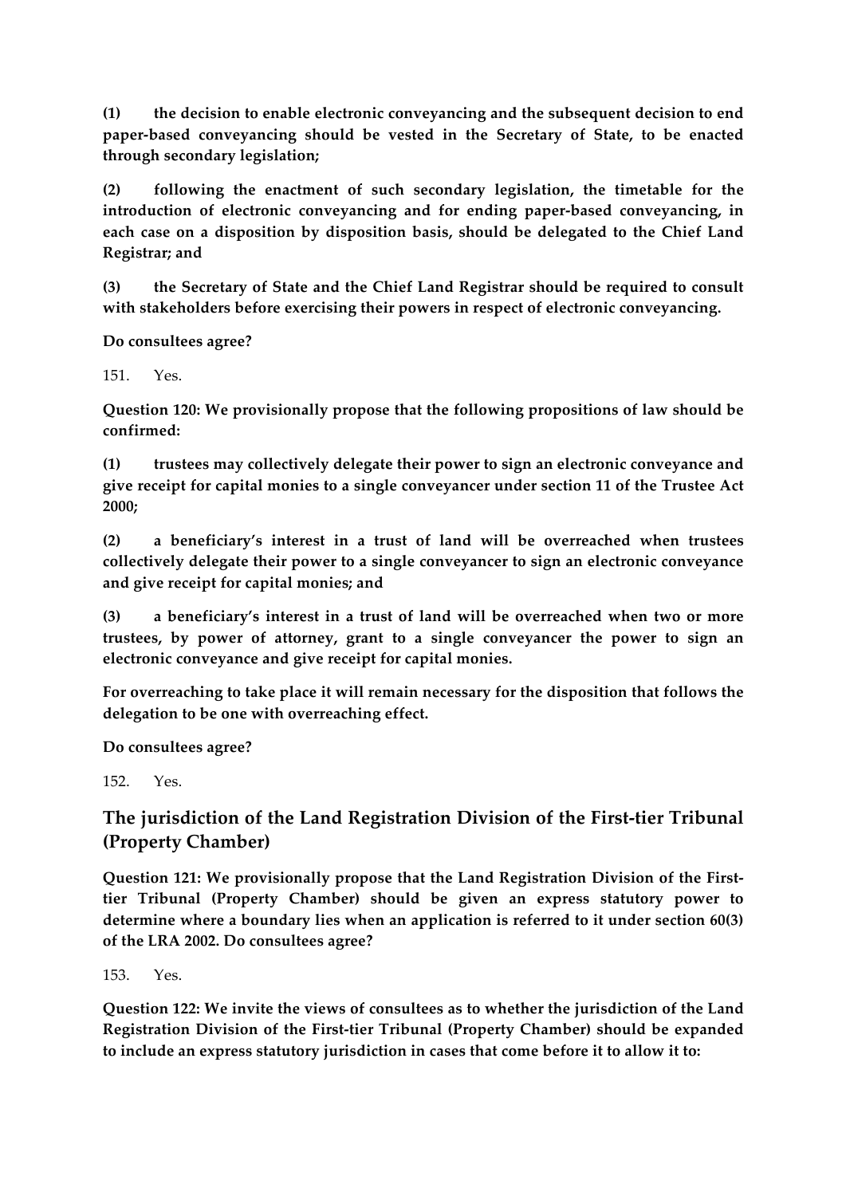**(1) the decision to enable electronic conveyancing and the subsequent decision to end paper-based conveyancing should be vested in the Secretary of State, to be enacted through secondary legislation;**

**(2) following the enactment of such secondary legislation, the timetable for the introduction of electronic conveyancing and for ending paper-based conveyancing, in each case on a disposition by disposition basis, should be delegated to the Chief Land Registrar; and**

**(3) the Secretary of State and the Chief Land Registrar should be required to consult with stakeholders before exercising their powers in respect of electronic conveyancing.**

**Do consultees agree?**

151. Yes.

**Question 120: We provisionally propose that the following propositions of law should be confirmed:**

**(1) trustees may collectively delegate their power to sign an electronic conveyance and give receipt for capital monies to a single conveyancer under section 11 of the Trustee Act 2000;**

**(2) a beneficiary's interest in a trust of land will be overreached when trustees collectively delegate their power to a single conveyancer to sign an electronic conveyance and give receipt for capital monies; and**

**(3) a beneficiary's interest in a trust of land will be overreached when two or more trustees, by power of attorney, grant to a single conveyancer the power to sign an electronic conveyance and give receipt for capital monies.**

**For overreaching to take place it will remain necessary for the disposition that follows the delegation to be one with overreaching effect.**

**Do consultees agree?**

152. Yes.

## The jurisdiction of the Land Registration Division of the First-tier Tribunal (Property Chamber)

**Question 121: We provisionally propose that the Land Registration Division of the First-tier Tribunal (Property Chamber) should be given an express statutory power to determine where a boundary lies when an application is referred to it under section 60(3) of the LRA 2002. Do consultees agree?**

153. Yes.

**Question 122: We invite the views of consultees as to whether the jurisdiction of the Land Registration Division of the First-tier Tribunal (Property Chamber) should be expanded to include an express statutory jurisdiction in cases that come before it to allow it to:**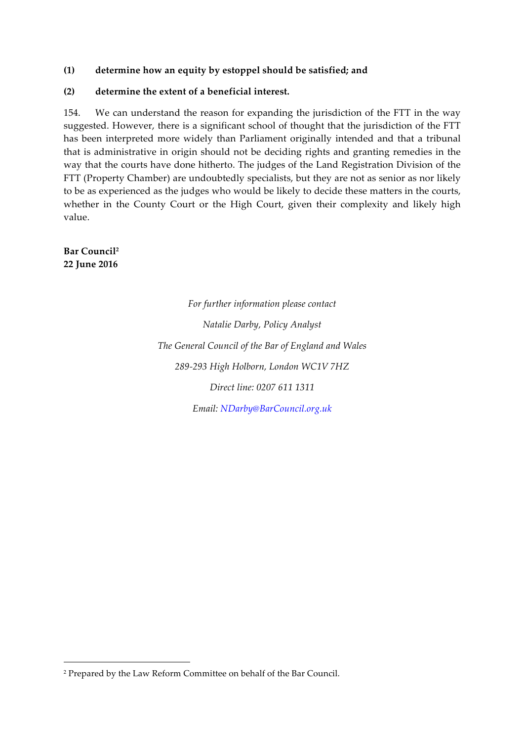**(1) determine how an equity by estoppel should be satisfied; and**

**(2) determine the extent of a beneficial interest.**

154. We can understand the reason for expanding the jurisdiction of the FTT in the way suggested. However, there is a significant school of thought that the jurisdiction of the FTT has been interpreted more widely than Parliament originally intended and that a tribunal that is administrative in origin should not be deciding rights and granting remedies in the way that the courts have done hitherto. The judges of the Land Registration Division of the FTT (Property Chamber) are undoubtedly specialists, but they are not as senior as nor likely to be as experienced as the judges who would be likely to decide these matters in the courts, whether in the County Court or the High Court, given their complexity and likely high value.

**Bar Council[2]**
**22 June 2016**

*For further information please contact*

*Natalie Darby, Policy Analyst*

*The General Council of the Bar of England and Wales*

*289-293 High Holborn, London WC1V 7HZ*

*Direct line: 0207 611 1311*

*Email: NDarby@BarCouncil.org.uk*

---

[2] Prepared by the Law Reform Committee on behalf of the Bar Council.